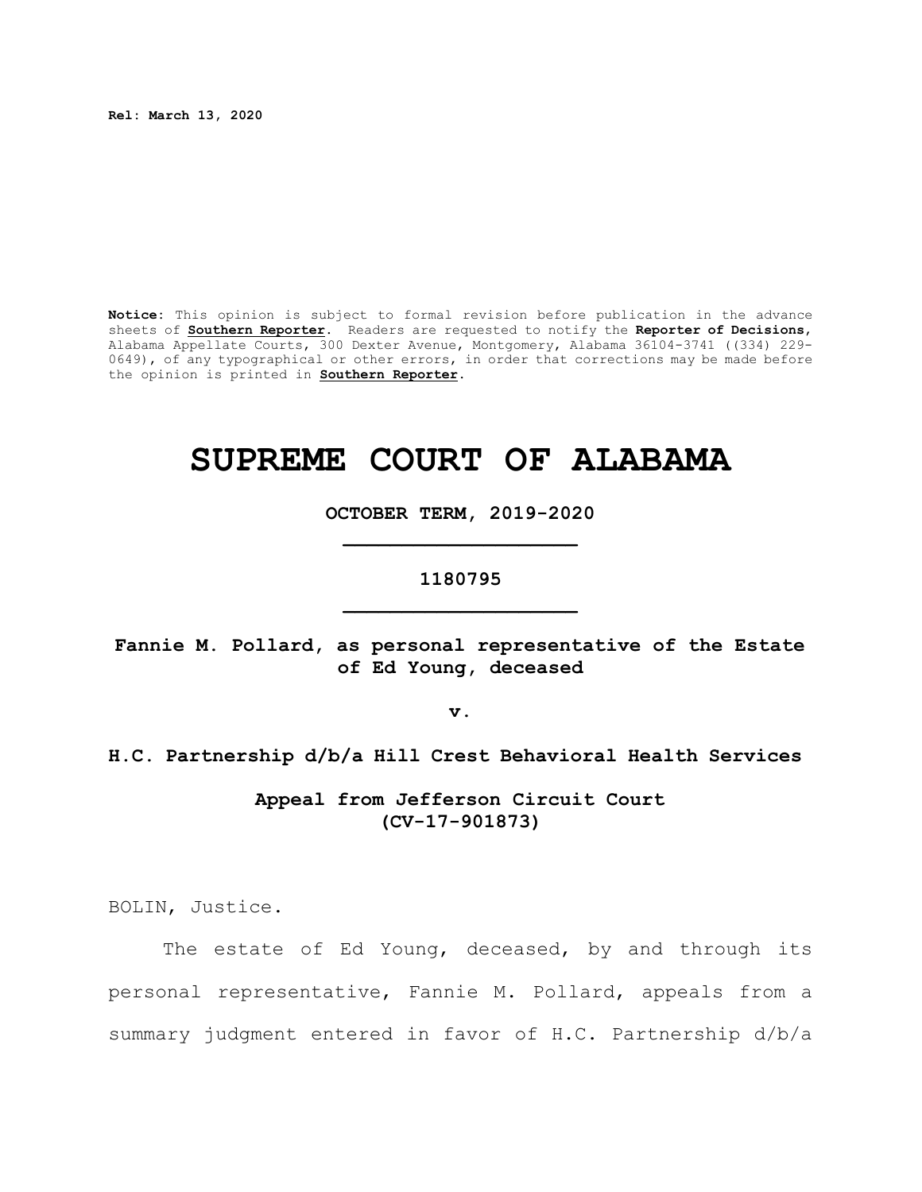**Rel: March 13, 2020**

**Notice:** This opinion is subject to formal revision before publication in the advance sheets of **Southern Reporter**. Readers are requested to notify the **Reporter of Decisions**, Alabama Appellate Courts, 300 Dexter Avenue, Montgomery, Alabama 36104-3741 ((334) 229-0649), of any typographical or other errors, in order that corrections may be made before the opinion is printed in **Southern Reporter**.

# SUPREME COURT OF ALABAMA

**OCTOBER TERM, 2019-2020**

**1180795**

**Fannie M. Pollard, as personal representative of the Estate of Ed Young, deceased**

**v.**

**H.C. Partnership d/b/a Hill Crest Behavioral Health Services**

**Appeal from Jefferson Circuit Court (CV-17-901873)**

BOLIN, Justice.

The estate of Ed Young, deceased, by and through its personal representative, Fannie M. Pollard, appeals from a summary judgment entered in favor of H.C. Partnership d/b/a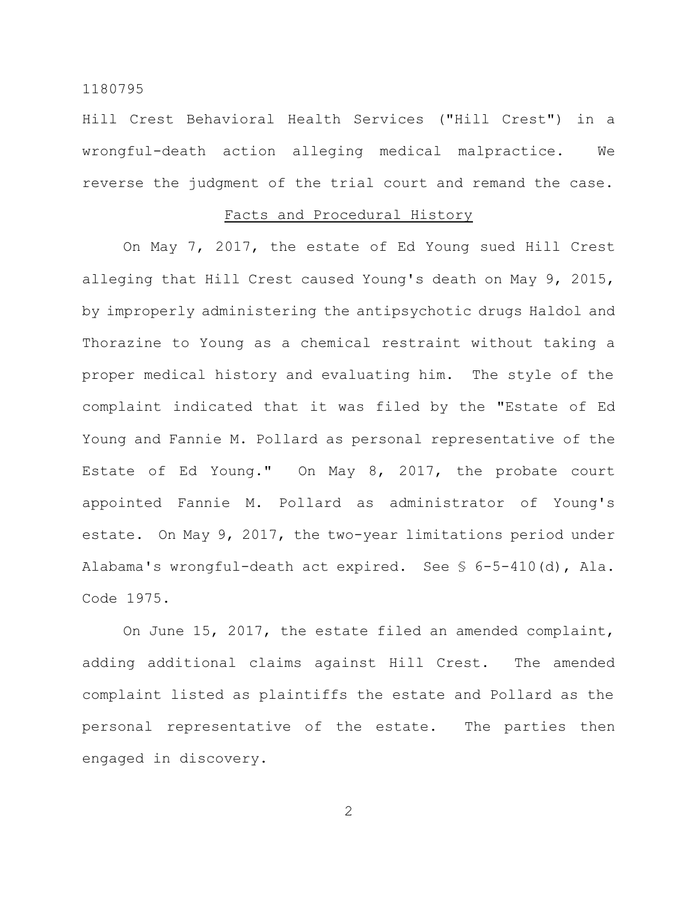Hill Crest Behavioral Health Services ("Hill Crest") in a wrongful-death action alleging medical malpractice. We reverse the judgment of the trial court and remand the case.

## Facts and Procedural History

On May 7, 2017, the estate of Ed Young sued Hill Crest alleging that Hill Crest caused Young's death on May 9, 2015, by improperly administering the antipsychotic drugs Haldol and Thorazine to Young as a chemical restraint without taking a proper medical history and evaluating him. The style of the complaint indicated that it was filed by the "Estate of Ed Young and Fannie M. Pollard as personal representative of the Estate of Ed Young." On May 8, 2017, the probate court appointed Fannie M. Pollard as administrator of Young's estate. On May 9, 2017, the two-year limitations period under Alabama's wrongful-death act expired. See § 6-5-410(d), Ala. Code 1975.

On June 15, 2017, the estate filed an amended complaint, adding additional claims against Hill Crest. The amended complaint listed as plaintiffs the estate and Pollard as the personal representative of the estate. The parties then engaged in discovery.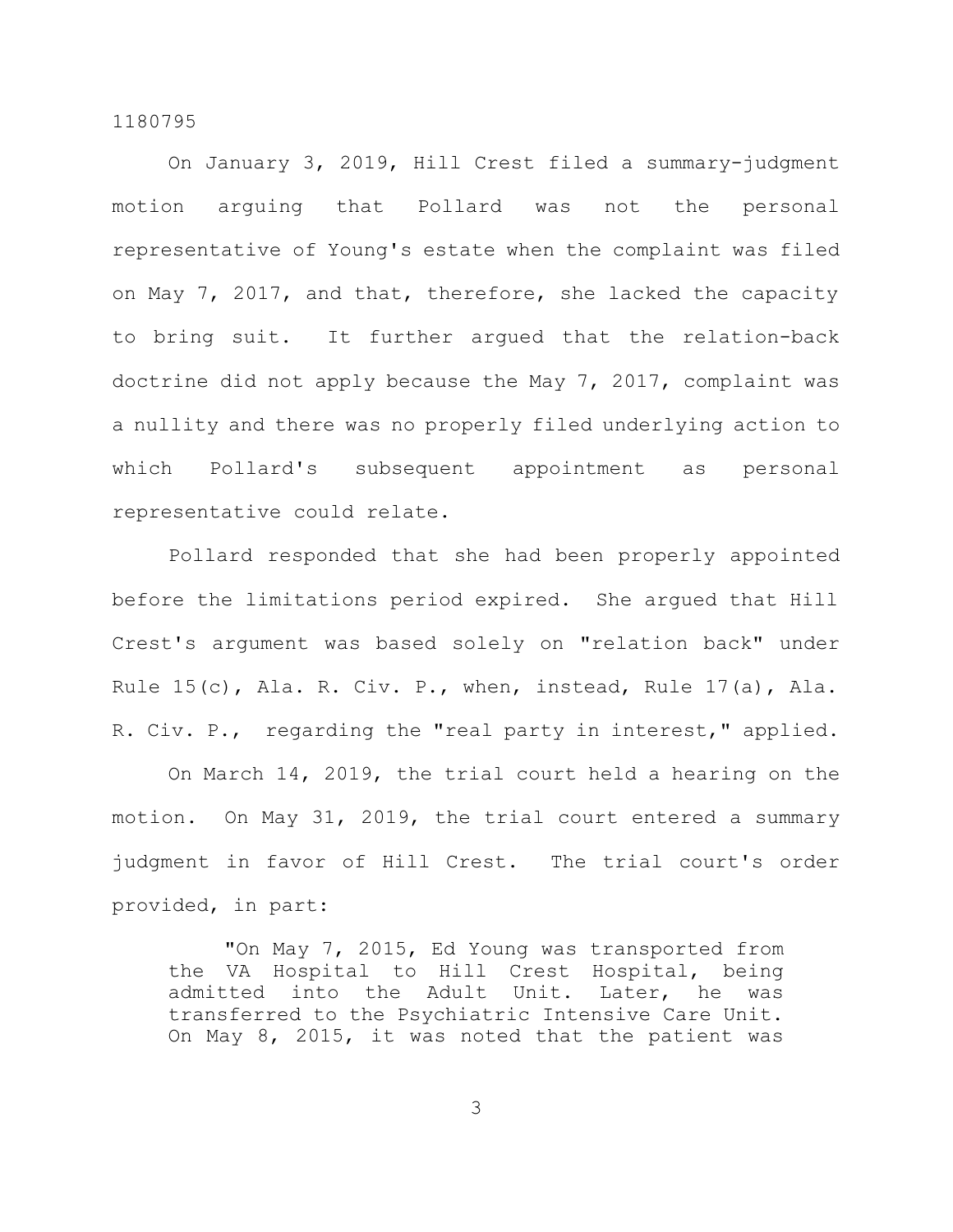On January 3, 2019, Hill Crest filed a summary-judgment motion arguing that Pollard was not the personal representative of Young's estate when the complaint was filed on May 7, 2017, and that, therefore, she lacked the capacity to bring suit. It further argued that the relation-back doctrine did not apply because the May 7, 2017, complaint was a nullity and there was no properly filed underlying action to which Pollard's subsequent appointment as personal representative could relate.

Pollard responded that she had been properly appointed before the limitations period expired. She argued that Hill Crest's argument was based solely on "relation back" under Rule 15(c), Ala. R. Civ. P., when, instead, Rule 17(a), Ala. R. Civ. P., regarding the "real party in interest," applied.

On March 14, 2019, the trial court held a hearing on the motion. On May 31, 2019, the trial court entered a summary judgment in favor of Hill Crest. The trial court's order provided, in part:

> "On May 7, 2015, Ed Young was transported from the VA Hospital to Hill Crest Hospital, being admitted into the Adult Unit. Later, he was transferred to the Psychiatric Intensive Care Unit. On May 8, 2015, it was noted that the patient was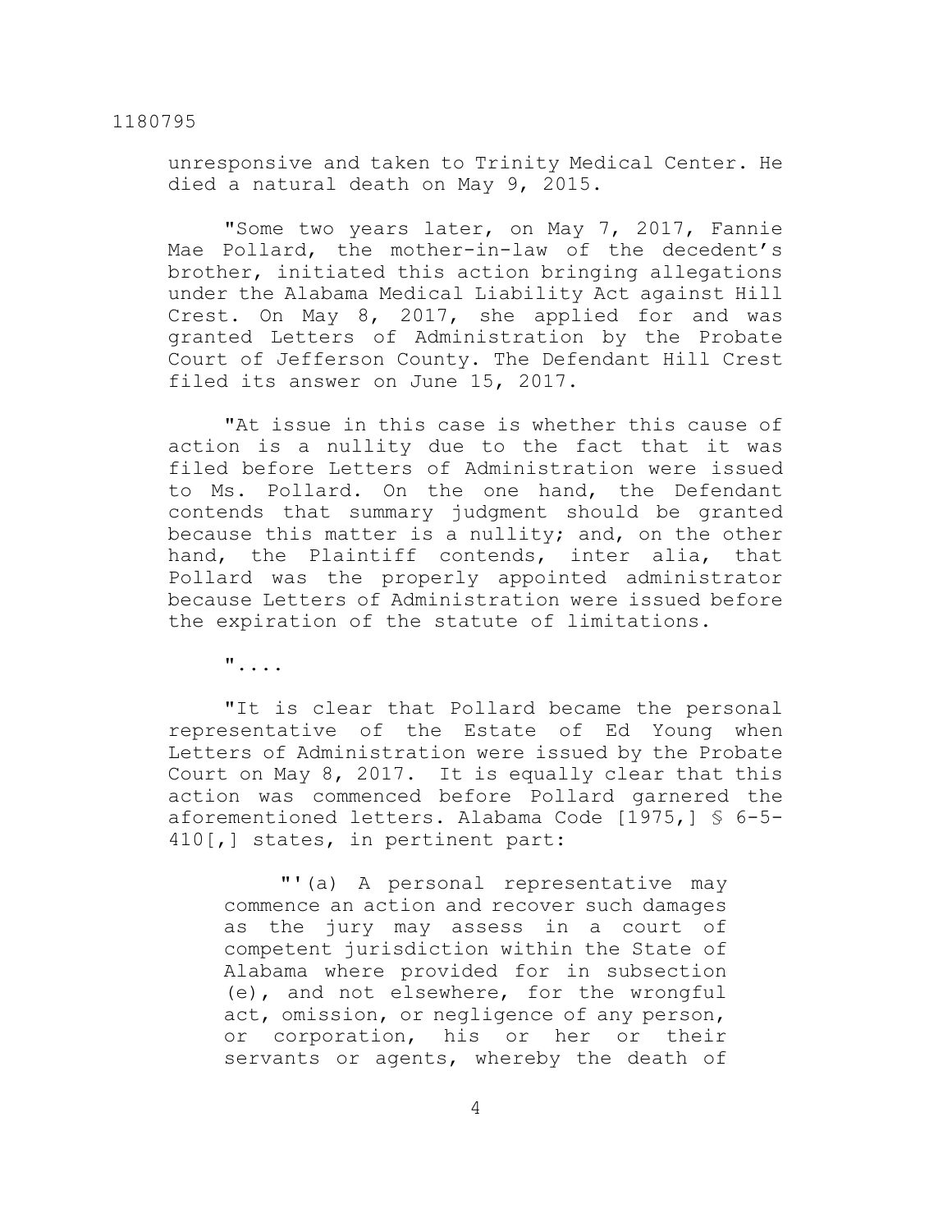unresponsive and taken to Trinity Medical Center. He died a natural death on May 9, 2015.

"Some two years later, on May 7, 2017, Fannie Mae Pollard, the mother-in-law of the decedent's brother, initiated this action bringing allegations under the Alabama Medical Liability Act against Hill Crest. On May 8, 2017, she applied for and was granted Letters of Administration by the Probate Court of Jefferson County. The Defendant Hill Crest filed its answer on June 15, 2017.

"At issue in this case is whether this cause of action is a nullity due to the fact that it was filed before Letters of Administration were issued to Ms. Pollard. On the one hand, the Defendant contends that summary judgment should be granted because this matter is a nullity; and, on the other hand, the Plaintiff contends, inter alia, that Pollard was the properly appointed administrator because Letters of Administration were issued before the expiration of the statute of limitations.

"....

"It is clear that Pollard became the personal representative of the Estate of Ed Young when Letters of Administration were issued by the Probate Court on May 8, 2017. It is equally clear that this action was commenced before Pollard garnered the aforementioned letters. Alabama Code [1975,] § 6-5-410[,] states, in pertinent part:

> "'(a) A personal representative may commence an action and recover such damages as the jury may assess in a court of competent jurisdiction within the State of Alabama where provided for in subsection (e), and not elsewhere, for the wrongful act, omission, or negligence of any person, or corporation, his or her or their servants or agents, whereby the death of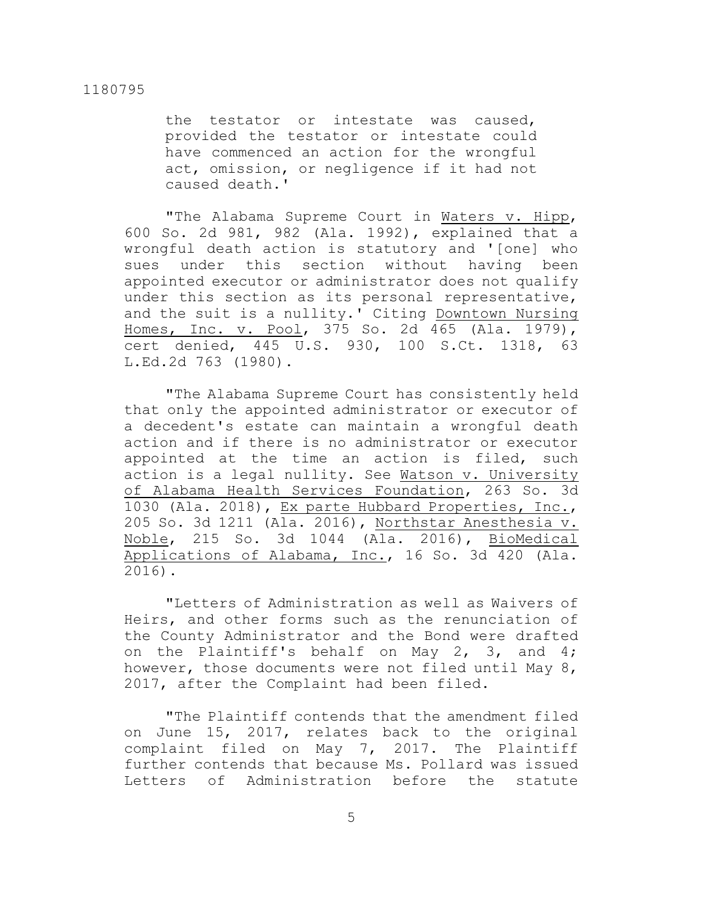> the testator or intestate was caused, provided the testator or intestate could have commenced an action for the wrongful act, omission, or negligence if it had not caused death.'

"The Alabama Supreme Court in Waters v. Hipp, 600 So. 2d 981, 982 (Ala. 1992), explained that a wrongful death action is statutory and '[one] who sues under this section without having been appointed executor or administrator does not qualify under this section as its personal representative, and the suit is a nullity.' Citing Downtown Nursing Homes, Inc. v. Pool, 375 So. 2d 465 (Ala. 1979), cert denied, 445 U.S. 930, 100 S.Ct. 1318, 63 L.Ed.2d 763 (1980).

"The Alabama Supreme Court has consistently held that only the appointed administrator or executor of a decedent's estate can maintain a wrongful death action and if there is no administrator or executor appointed at the time an action is filed, such action is a legal nullity. See Watson v. University of Alabama Health Services Foundation, 263 So. 3d 1030 (Ala. 2018), Ex parte Hubbard Properties, Inc., 205 So. 3d 1211 (Ala. 2016), Northstar Anesthesia v. Noble, 215 So. 3d 1044 (Ala. 2016), BioMedical Applications of Alabama, Inc., 16 So. 3d 420 (Ala. 2016).

"Letters of Administration as well as Waivers of Heirs, and other forms such as the renunciation of the County Administrator and the Bond were drafted on the Plaintiff's behalf on May 2, 3, and 4; however, those documents were not filed until May 8, 2017, after the Complaint had been filed.

"The Plaintiff contends that the amendment filed on June 15, 2017, relates back to the original complaint filed on May 7, 2017. The Plaintiff further contends that because Ms. Pollard was issued Letters of Administration before the statute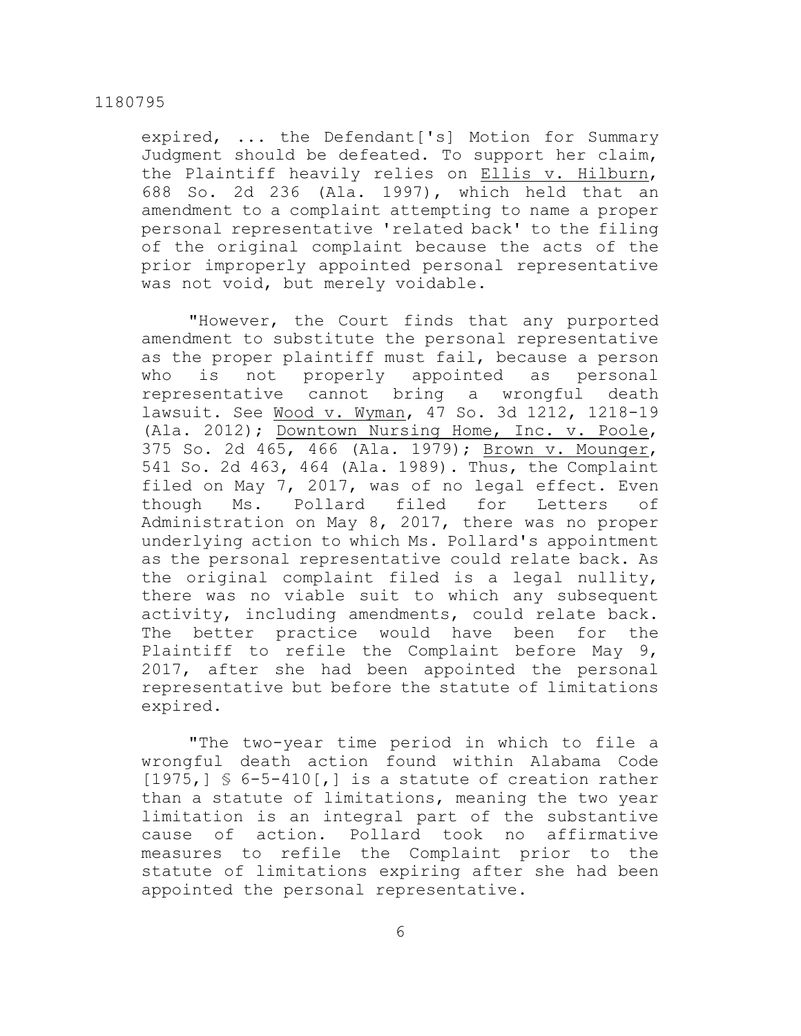expired, ... the Defendant['s] Motion for Summary Judgment should be defeated. To support her claim, the Plaintiff heavily relies on Ellis v. Hilburn, 688 So. 2d 236 (Ala. 1997), which held that an amendment to a complaint attempting to name a proper personal representative 'related back' to the filing of the original complaint because the acts of the prior improperly appointed personal representative was not void, but merely voidable.

"However, the Court finds that any purported amendment to substitute the personal representative as the proper plaintiff must fail, because a person who is not properly appointed as personal representative cannot bring a wrongful death lawsuit. See Wood v. Wyman, 47 So. 3d 1212, 1218-19 (Ala. 2012); Downtown Nursing Home, Inc. v. Poole, 375 So. 2d 465, 466 (Ala. 1979); Brown v. Mounger, 541 So. 2d 463, 464 (Ala. 1989). Thus, the Complaint filed on May 7, 2017, was of no legal effect. Even though Ms. Pollard filed for Letters of Administration on May 8, 2017, there was no proper underlying action to which Ms. Pollard's appointment as the personal representative could relate back. As the original complaint filed is a legal nullity, there was no viable suit to which any subsequent activity, including amendments, could relate back. The better practice would have been for the Plaintiff to refile the Complaint before May 9, 2017, after she had been appointed the personal representative but before the statute of limitations expired.

"The two-year time period in which to file a wrongful death action found within Alabama Code [1975,] § 6-5-410[,] is a statute of creation rather than a statute of limitations, meaning the two year limitation is an integral part of the substantive cause of action. Pollard took no affirmative measures to refile the Complaint prior to the statute of limitations expiring after she had been appointed the personal representative.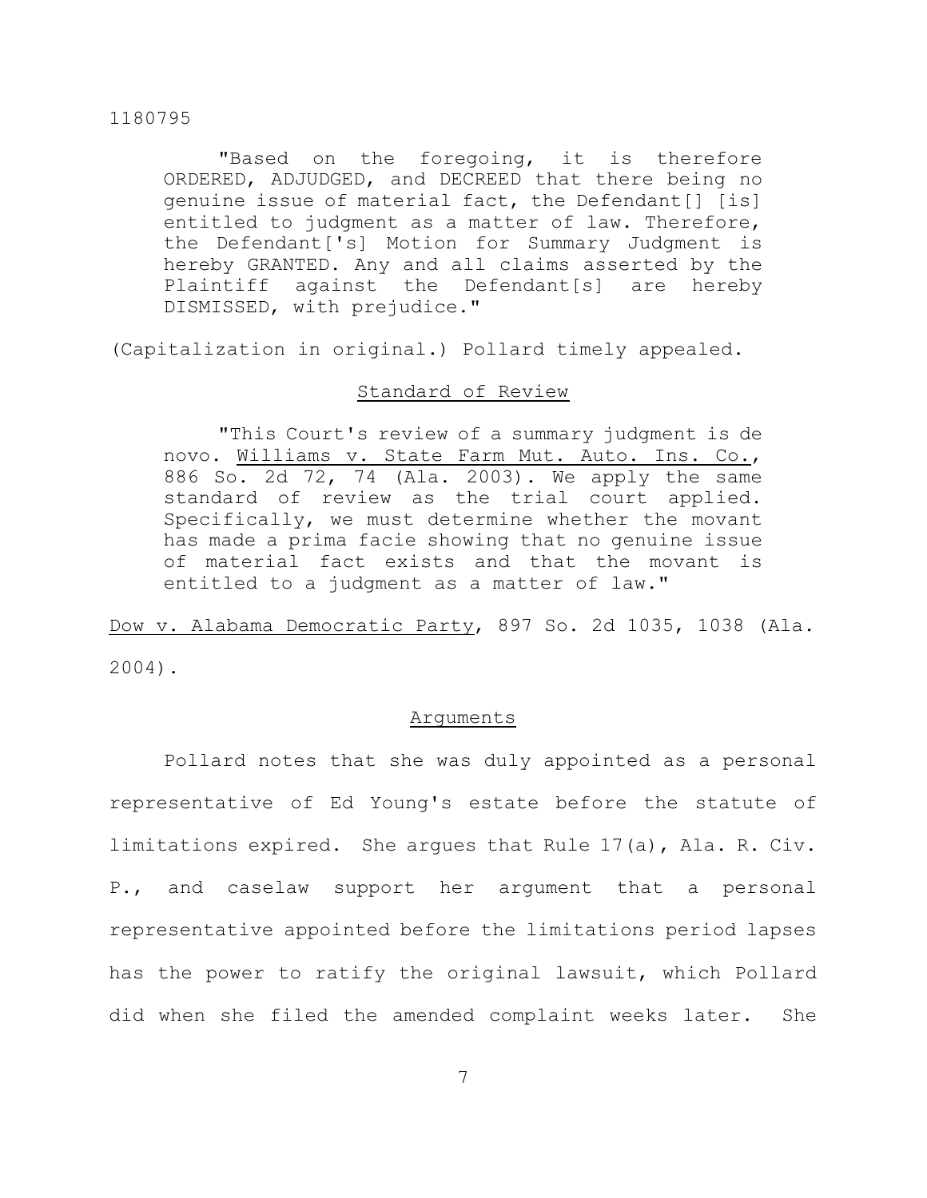> "Based on the foregoing, it is therefore ORDERED, ADJUDGED, and DECREED that there being no genuine issue of material fact, the Defendant[] [is] entitled to judgment as a matter of law. Therefore, the Defendant['s] Motion for Summary Judgment is hereby GRANTED. Any and all claims asserted by the Plaintiff against the Defendant[s] are hereby DISMISSED, with prejudice."

(Capitalization in original.) Pollard timely appealed.

## Standard of Review

> "This Court's review of a summary judgment is de novo. Williams v. State Farm Mut. Auto. Ins. Co., 886 So. 2d 72, 74 (Ala. 2003). We apply the same standard of review as the trial court applied. Specifically, we must determine whether the movant has made a prima facie showing that no genuine issue of material fact exists and that the movant is entitled to a judgment as a matter of law."

Dow v. Alabama Democratic Party, 897 So. 2d 1035, 1038 (Ala. 2004).

## Arguments

Pollard notes that she was duly appointed as a personal representative of Ed Young's estate before the statute of limitations expired. She argues that Rule 17(a), Ala. R. Civ. P., and caselaw support her argument that a personal representative appointed before the limitations period lapses has the power to ratify the original lawsuit, which Pollard did when she filed the amended complaint weeks later. She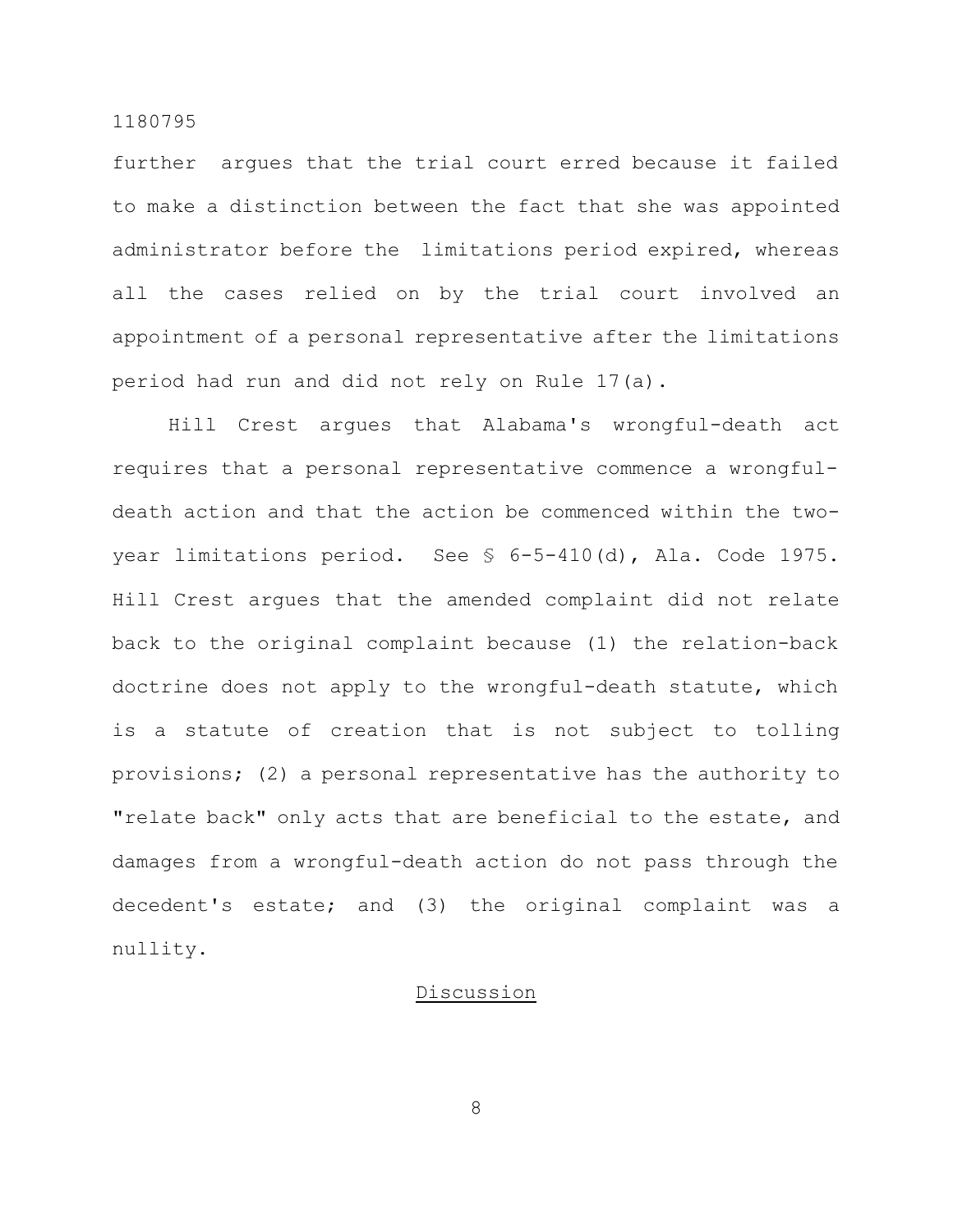further argues that the trial court erred because it failed to make a distinction between the fact that she was appointed administrator before the limitations period expired, whereas all the cases relied on by the trial court involved an appointment of a personal representative after the limitations period had run and did not rely on Rule 17(a).

Hill Crest argues that Alabama's wrongful-death act requires that a personal representative commence a wrongful-death action and that the action be commenced within the two-year limitations period. See § 6-5-410(d), Ala. Code 1975. Hill Crest argues that the amended complaint did not relate back to the original complaint because (1) the relation-back doctrine does not apply to the wrongful-death statute, which is a statute of creation that is not subject to tolling provisions; (2) a personal representative has the authority to "relate back" only acts that are beneficial to the estate, and damages from a wrongful-death action do not pass through the decedent's estate; and (3) the original complaint was a nullity.

## Discussion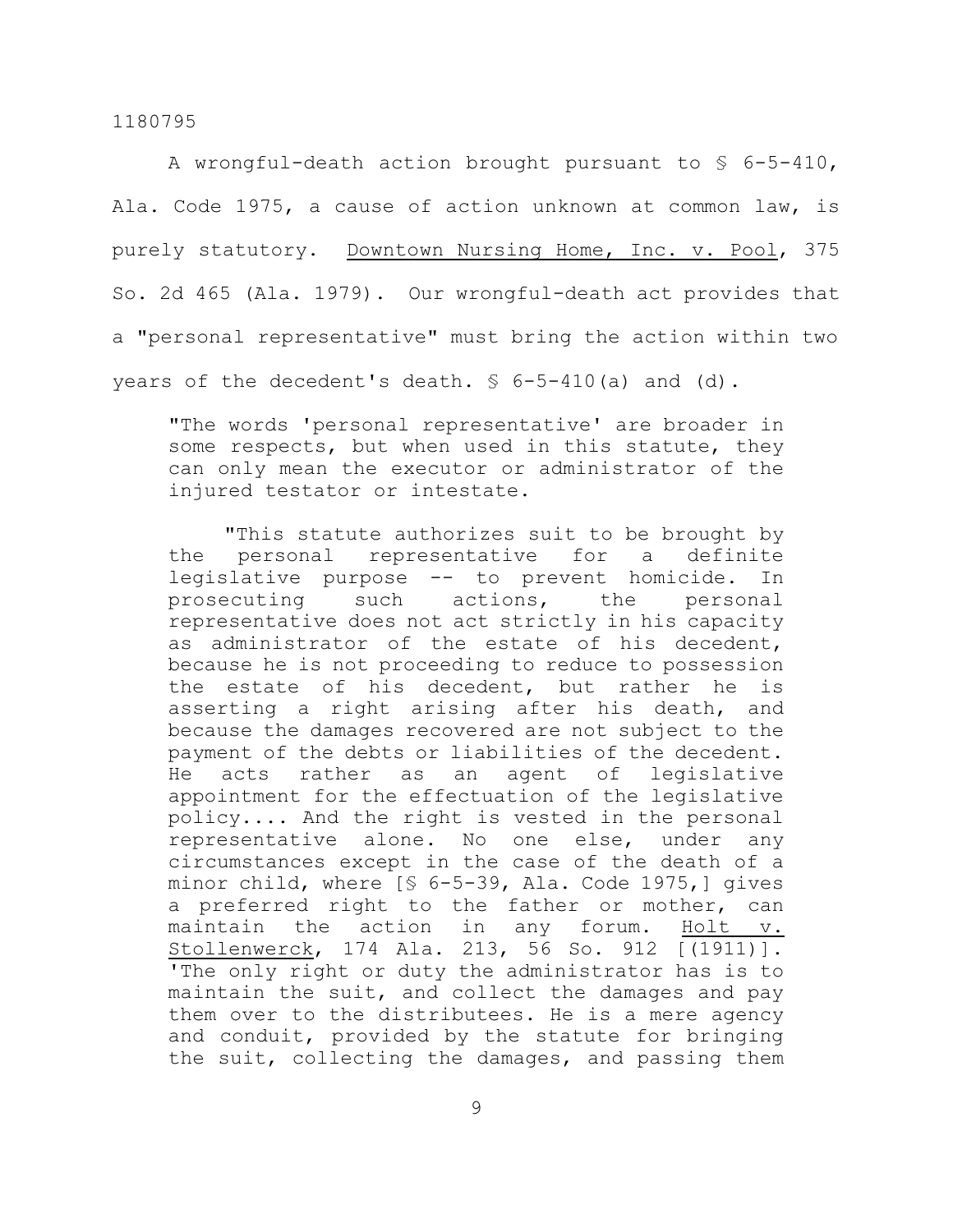A wrongful-death action brought pursuant to § 6-5-410, Ala. Code 1975, a cause of action unknown at common law, is purely statutory. Downtown Nursing Home, Inc. v. Pool, 375 So. 2d 465 (Ala. 1979). Our wrongful-death act provides that a "personal representative" must bring the action within two years of the decedent's death. § 6-5-410(a) and (d).

> "The words 'personal representative' are broader in some respects, but when used in this statute, they can only mean the executor or administrator of the injured testator or intestate.
>
> "This statute authorizes suit to be brought by the personal representative for a definite legislative purpose -- to prevent homicide. In prosecuting such actions, the personal representative does not act strictly in his capacity as administrator of the estate of his decedent, because he is not proceeding to reduce to possession the estate of his decedent, but rather he is asserting a right arising after his death, and because the damages recovered are not subject to the payment of the debts or liabilities of the decedent. He acts rather as an agent of legislative appointment for the effectuation of the legislative policy.... And the right is vested in the personal representative alone. No one else, under any circumstances except in the case of the death of a minor child, where [§ 6-5-39, Ala. Code 1975,] gives a preferred right to the father or mother, can maintain the action in any forum. Holt v. Stollenwerck, 174 Ala. 213, 56 So. 912 [(1911)]. 'The only right or duty the administrator has is to maintain the suit, and collect the damages and pay them over to the distributees. He is a mere agency and conduit, provided by the statute for bringing the suit, collecting the damages, and passing them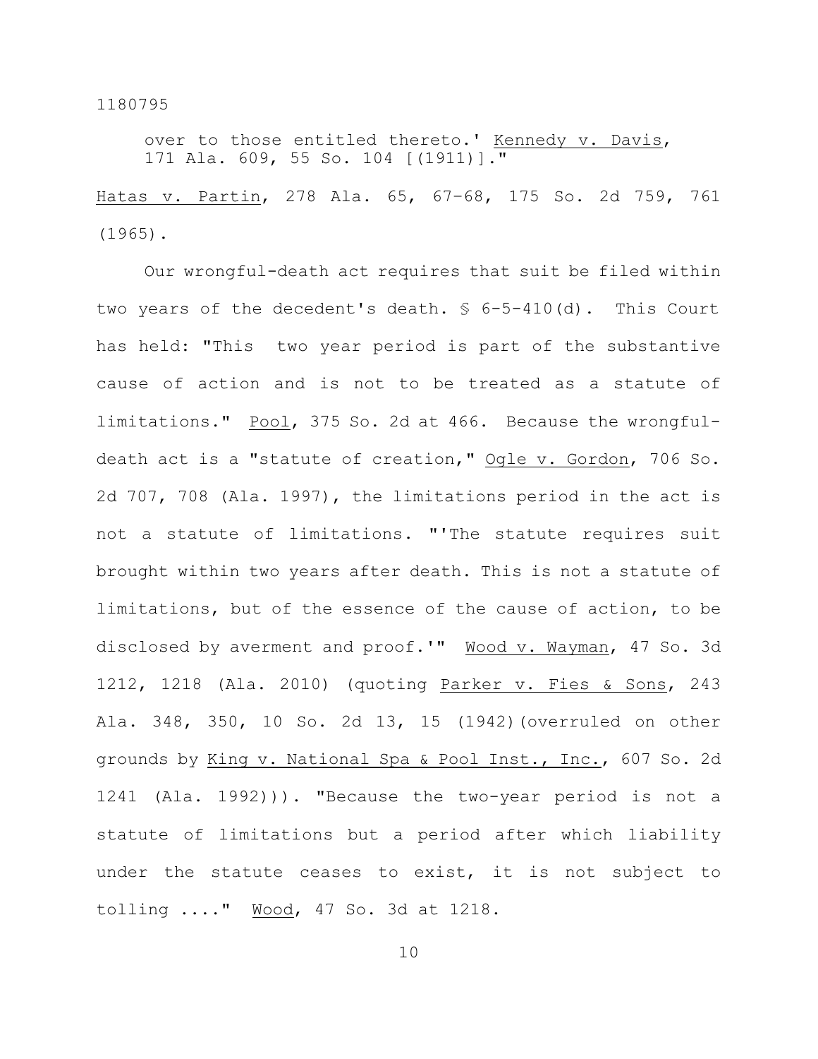> over to those entitled thereto.' Kennedy v. Davis, 171 Ala. 609, 55 So. 104 [(1911)]."

Hatas v. Partin, 278 Ala. 65, 67–68, 175 So. 2d 759, 761 (1965).

Our wrongful-death act requires that suit be filed within two years of the decedent's death. § 6-5-410(d). This Court has held: "This two year period is part of the substantive cause of action and is not to be treated as a statute of limitations." Pool, 375 So. 2d at 466. Because the wrongful-death act is a "statute of creation," Ogle v. Gordon, 706 So. 2d 707, 708 (Ala. 1997), the limitations period in the act is not a statute of limitations. "'The statute requires suit brought within two years after death. This is not a statute of limitations, but of the essence of the cause of action, to be disclosed by averment and proof.'" Wood v. Wayman, 47 So. 3d 1212, 1218 (Ala. 2010) (quoting Parker v. Fies & Sons, 243 Ala. 348, 350, 10 So. 2d 13, 15 (1942)(overruled on other grounds by King v. National Spa & Pool Inst., Inc., 607 So. 2d 1241 (Ala. 1992))). "Because the two-year period is not a statute of limitations but a period after which liability under the statute ceases to exist, it is not subject to tolling ...." Wood, 47 So. 3d at 1218.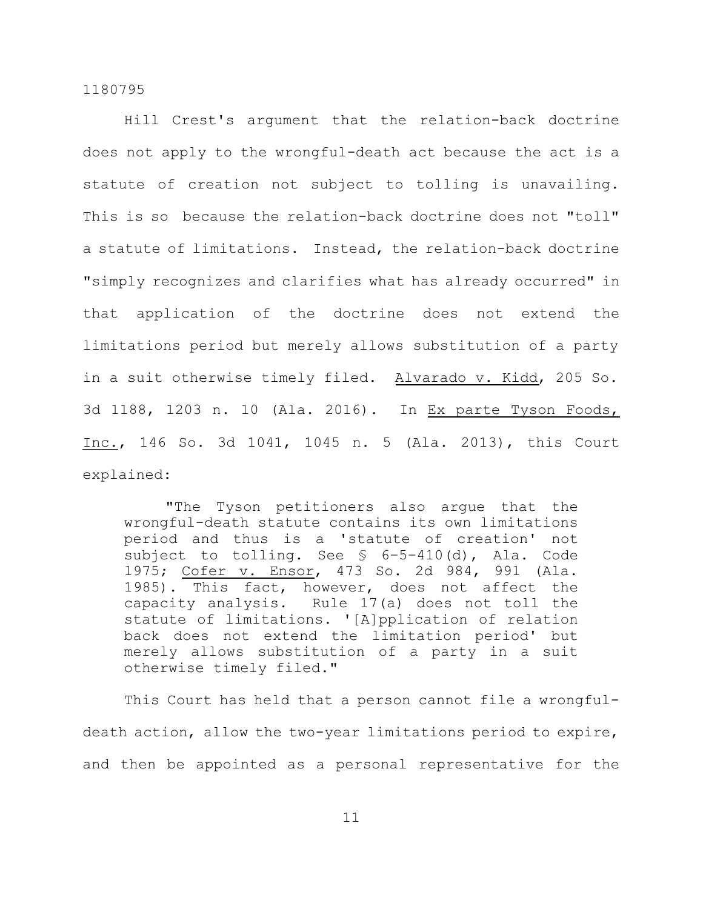Hill Crest's argument that the relation-back doctrine does not apply to the wrongful-death act because the act is a statute of creation not subject to tolling is unavailing. This is so because the relation-back doctrine does not "toll" a statute of limitations. Instead, the relation-back doctrine "simply recognizes and clarifies what has already occurred" in that application of the doctrine does not extend the limitations period but merely allows substitution of a party in a suit otherwise timely filed. Alvarado v. Kidd, 205 So. 3d 1188, 1203 n. 10 (Ala. 2016). In Ex parte Tyson Foods, Inc., 146 So. 3d 1041, 1045 n. 5 (Ala. 2013), this Court explained:

> "The Tyson petitioners also argue that the wrongful-death statute contains its own limitations period and thus is a 'statute of creation' not subject to tolling. See § 6-5-410(d), Ala. Code 1975; Cofer v. Ensor, 473 So. 2d 984, 991 (Ala. 1985). This fact, however, does not affect the capacity analysis. Rule 17(a) does not toll the statute of limitations. '[A]pplication of relation back does not extend the limitation period' but merely allows substitution of a party in a suit otherwise timely filed."

This Court has held that a person cannot file a wrongful-death action, allow the two-year limitations period to expire, and then be appointed as a personal representative for the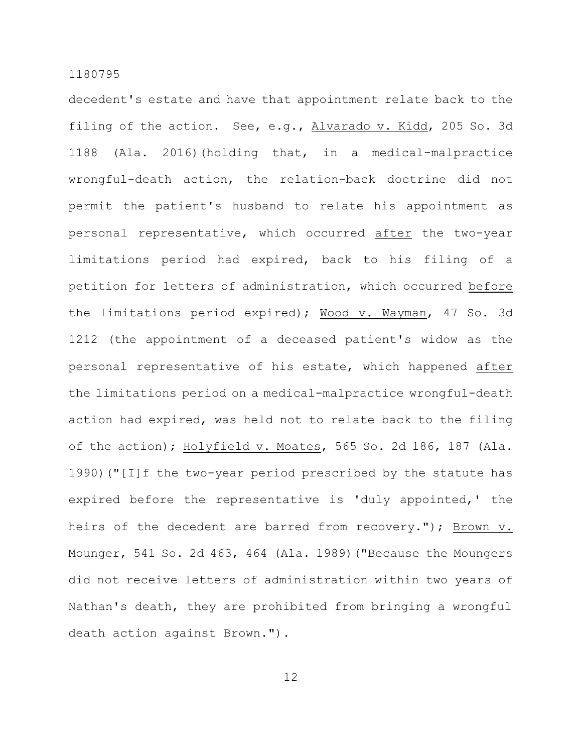decedent's estate and have that appointment relate back to the filing of the action. See, e.g., Alvarado v. Kidd, 205 So. 3d 1188 (Ala. 2016)(holding that, in a medical-malpractice wrongful-death action, the relation-back doctrine did not permit the patient's husband to relate his appointment as personal representative, which occurred after the two-year limitations period had expired, back to his filing of a petition for letters of administration, which occurred before the limitations period expired); Wood v. Wayman, 47 So. 3d 1212 (the appointment of a deceased patient's widow as the personal representative of his estate, which happened after the limitations period on a medical-malpractice wrongful-death action had expired, was held not to relate back to the filing of the action); Holyfield v. Moates, 565 So. 2d 186, 187 (Ala. 1990)("[I]f the two-year period prescribed by the statute has expired before the representative is 'duly appointed,' the heirs of the decedent are barred from recovery."); Brown v. Mounger, 541 So. 2d 463, 464 (Ala. 1989)("Because the Moungers did not receive letters of administration within two years of Nathan's death, they are prohibited from bringing a wrongful death action against Brown.").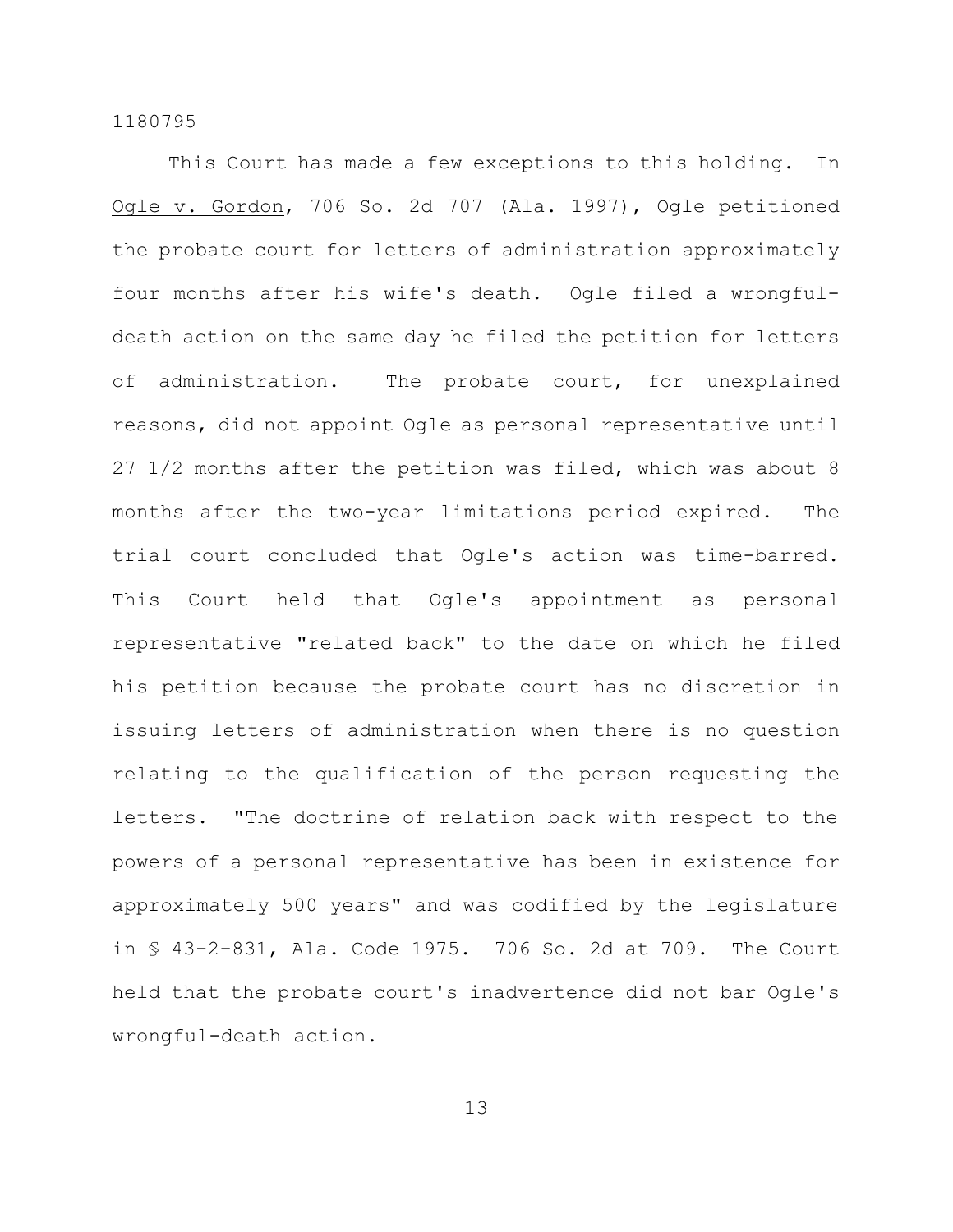This Court has made a few exceptions to this holding. In Ogle v. Gordon, 706 So. 2d 707 (Ala. 1997), Ogle petitioned the probate court for letters of administration approximately four months after his wife's death. Ogle filed a wrongful-death action on the same day he filed the petition for letters of administration. The probate court, for unexplained reasons, did not appoint Ogle as personal representative until 27 1/2 months after the petition was filed, which was about 8 months after the two-year limitations period expired. The trial court concluded that Ogle's action was time-barred. This Court held that Ogle's appointment as personal representative "related back" to the date on which he filed his petition because the probate court has no discretion in issuing letters of administration when there is no question relating to the qualification of the person requesting the letters. "The doctrine of relation back with respect to the powers of a personal representative has been in existence for approximately 500 years" and was codified by the legislature in § 43-2-831, Ala. Code 1975. 706 So. 2d at 709. The Court held that the probate court's inadvertence did not bar Ogle's wrongful-death action.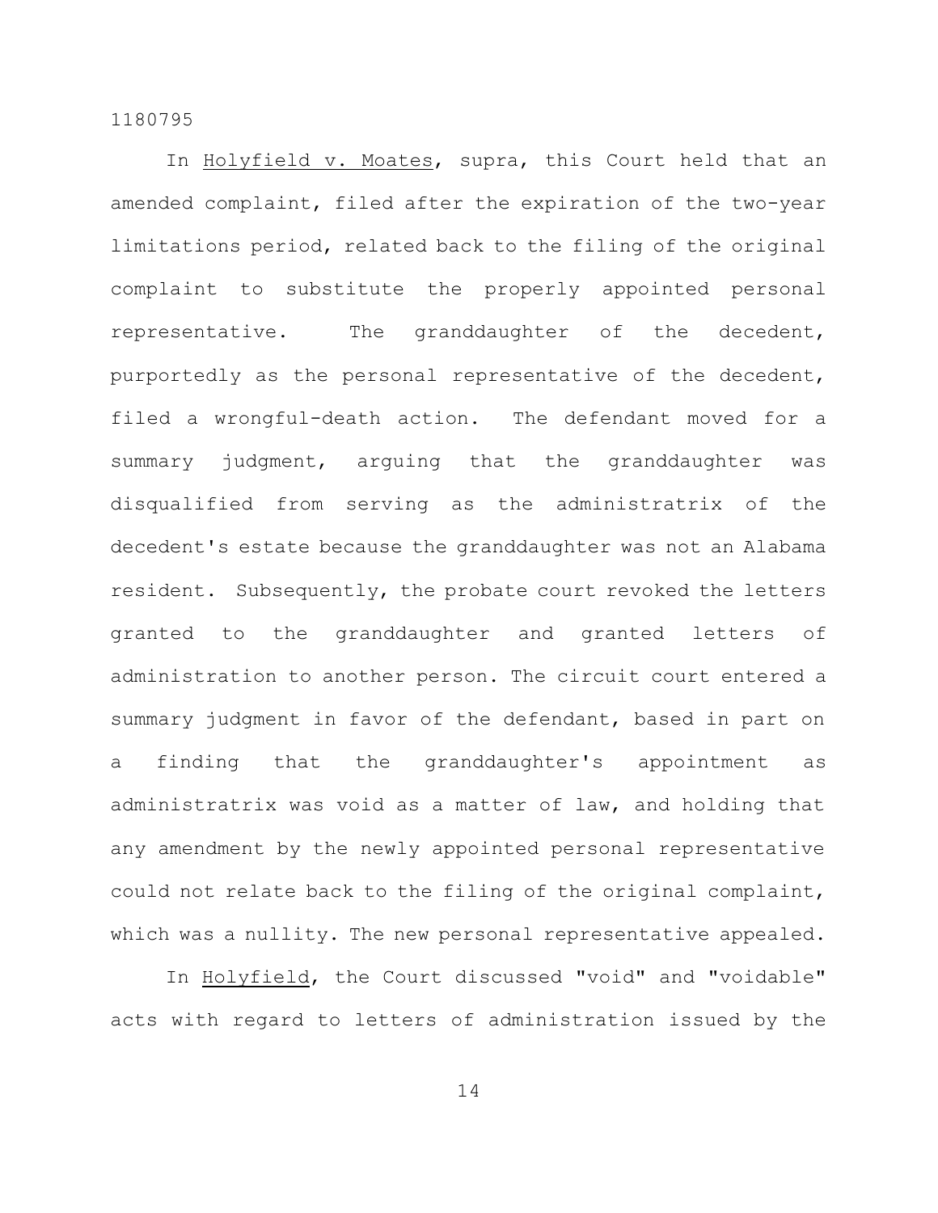In _Holyfield v. Moates_, supra, this Court held that an amended complaint, filed after the expiration of the two-year limitations period, related back to the filing of the original complaint to substitute the properly appointed personal representative. The granddaughter of the decedent, purportedly as the personal representative of the decedent, filed a wrongful-death action. The defendant moved for a summary judgment, arguing that the granddaughter was disqualified from serving as the administratrix of the decedent's estate because the granddaughter was not an Alabama resident. Subsequently, the probate court revoked the letters granted to the granddaughter and granted letters of administration to another person. The circuit court entered a summary judgment in favor of the defendant, based in part on a finding that the granddaughter's appointment as administratrix was void as a matter of law, and holding that any amendment by the newly appointed personal representative could not relate back to the filing of the original complaint, which was a nullity. The new personal representative appealed.

In _Holyfield_, the Court discussed "void" and "voidable" acts with regard to letters of administration issued by the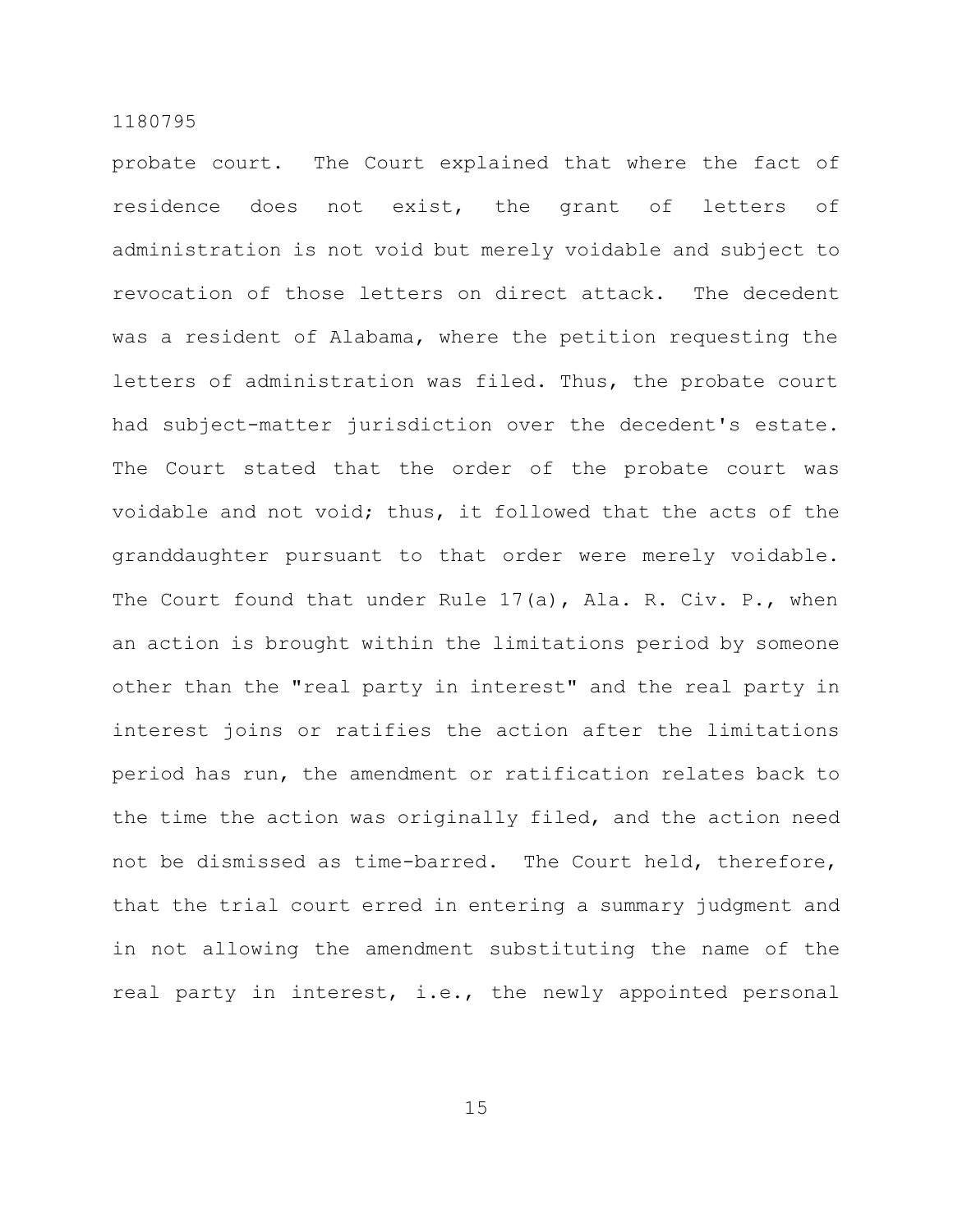probate court. The Court explained that where the fact of residence does not exist, the grant of letters of administration is not void but merely voidable and subject to revocation of those letters on direct attack. The decedent was a resident of Alabama, where the petition requesting the letters of administration was filed. Thus, the probate court had subject-matter jurisdiction over the decedent's estate. The Court stated that the order of the probate court was voidable and not void; thus, it followed that the acts of the granddaughter pursuant to that order were merely voidable. The Court found that under Rule 17(a), Ala. R. Civ. P., when an action is brought within the limitations period by someone other than the "real party in interest" and the real party in interest joins or ratifies the action after the limitations period has run, the amendment or ratification relates back to the time the action was originally filed, and the action need not be dismissed as time-barred. The Court held, therefore, that the trial court erred in entering a summary judgment and in not allowing the amendment substituting the name of the real party in interest, i.e., the newly appointed personal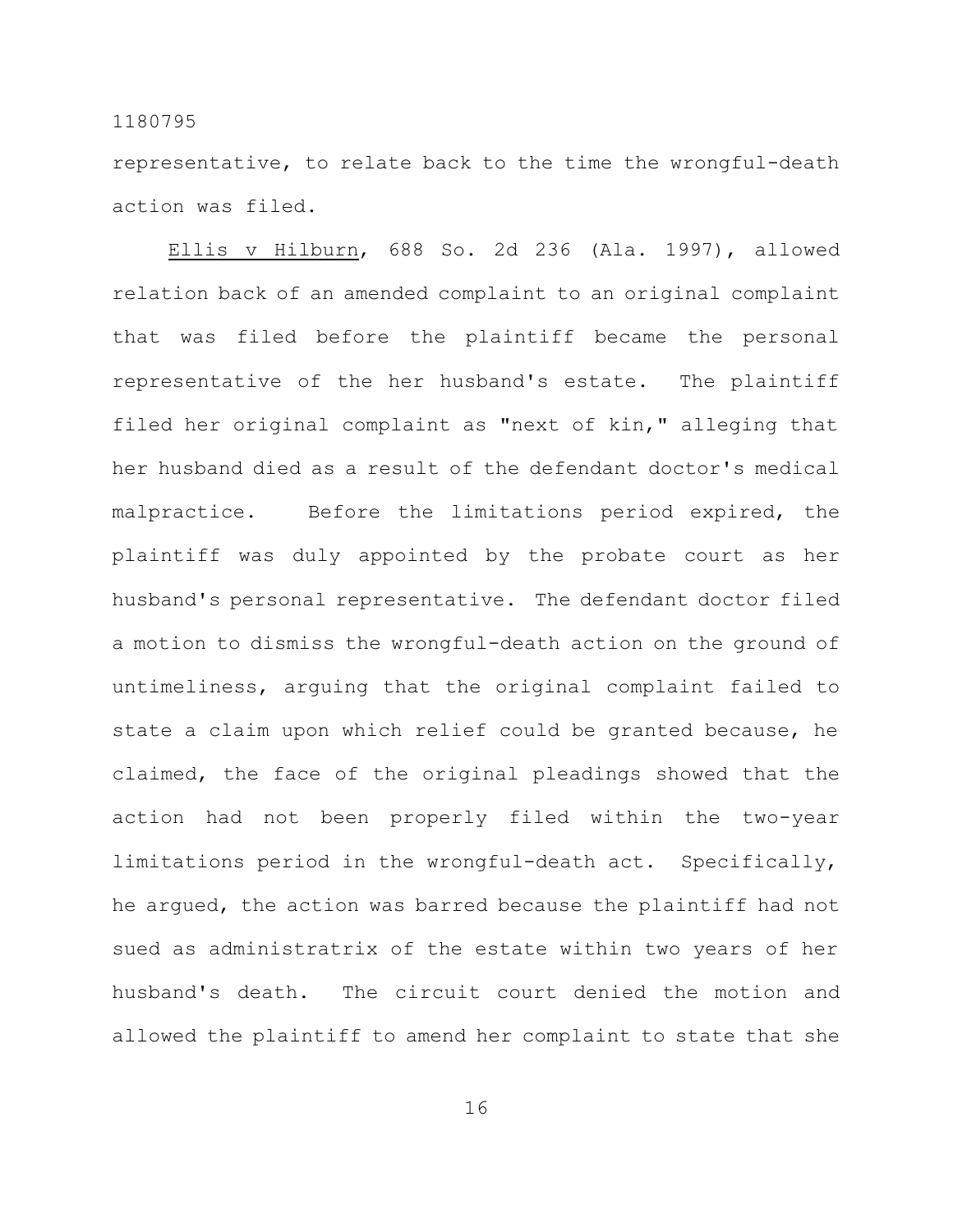representative, to relate back to the time the wrongful-death action was filed.

Ellis v Hilburn, 688 So. 2d 236 (Ala. 1997), allowed relation back of an amended complaint to an original complaint that was filed before the plaintiff became the personal representative of the her husband's estate. The plaintiff filed her original complaint as "next of kin," alleging that her husband died as a result of the defendant doctor's medical malpractice. Before the limitations period expired, the plaintiff was duly appointed by the probate court as her husband's personal representative. The defendant doctor filed a motion to dismiss the wrongful-death action on the ground of untimeliness, arguing that the original complaint failed to state a claim upon which relief could be granted because, he claimed, the face of the original pleadings showed that the action had not been properly filed within the two-year limitations period in the wrongful-death act. Specifically, he argued, the action was barred because the plaintiff had not sued as administratrix of the estate within two years of her husband's death. The circuit court denied the motion and allowed the plaintiff to amend her complaint to state that she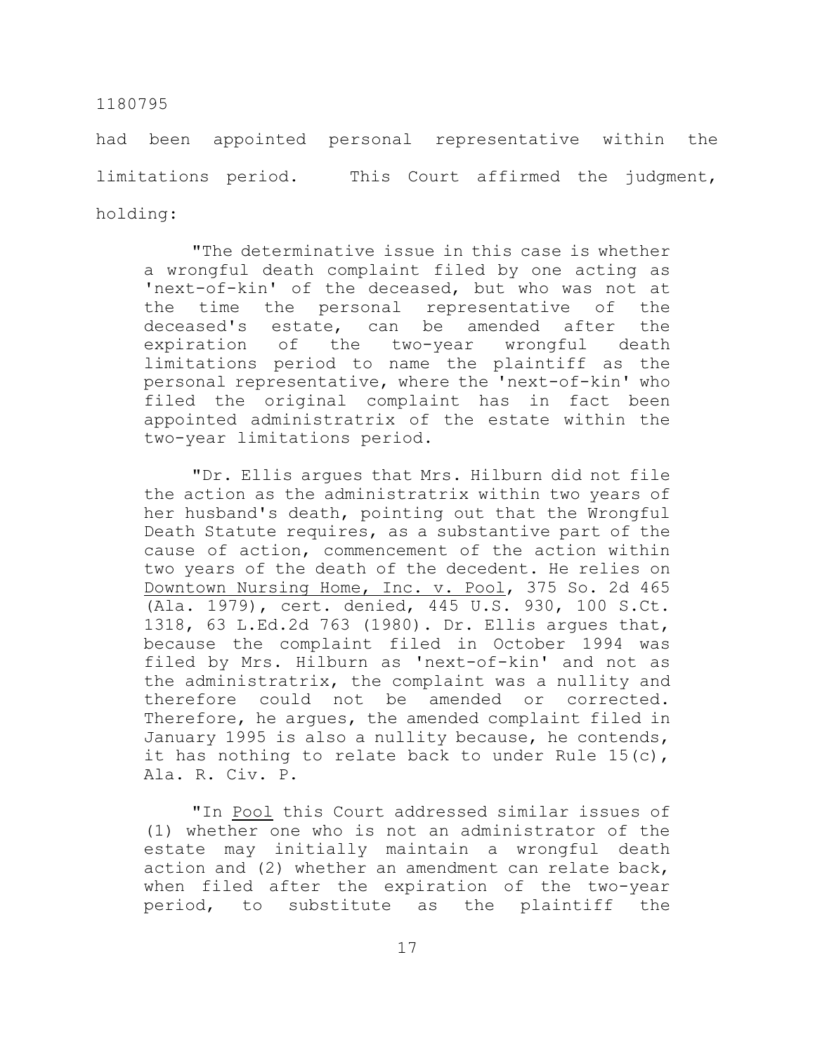had been appointed personal representative within the limitations period. This Court affirmed the judgment, holding:

> "The determinative issue in this case is whether a wrongful death complaint filed by one acting as 'next-of-kin' of the deceased, but who was not at the time the personal representative of the deceased's estate, can be amended after the expiration of the two-year wrongful death limitations period to name the plaintiff as the personal representative, where the 'next-of-kin' who filed the original complaint has in fact been appointed administratrix of the estate within the two-year limitations period.
>
> "Dr. Ellis argues that Mrs. Hilburn did not file the action as the administratrix within two years of her husband's death, pointing out that the Wrongful Death Statute requires, as a substantive part of the cause of action, commencement of the action within two years of the death of the decedent. He relies on Downtown Nursing Home, Inc. v. Pool, 375 So. 2d 465 (Ala. 1979), cert. denied, 445 U.S. 930, 100 S.Ct. 1318, 63 L.Ed.2d 763 (1980). Dr. Ellis argues that, because the complaint filed in October 1994 was filed by Mrs. Hilburn as 'next-of-kin' and not as the administratrix, the complaint was a nullity and therefore could not be amended or corrected. Therefore, he argues, the amended complaint filed in January 1995 is also a nullity because, he contends, it has nothing to relate back to under Rule 15(c), Ala. R. Civ. P.
>
> "In Pool this Court addressed similar issues of (1) whether one who is not an administrator of the estate may initially maintain a wrongful death action and (2) whether an amendment can relate back, when filed after the expiration of the two-year period, to substitute as the plaintiff the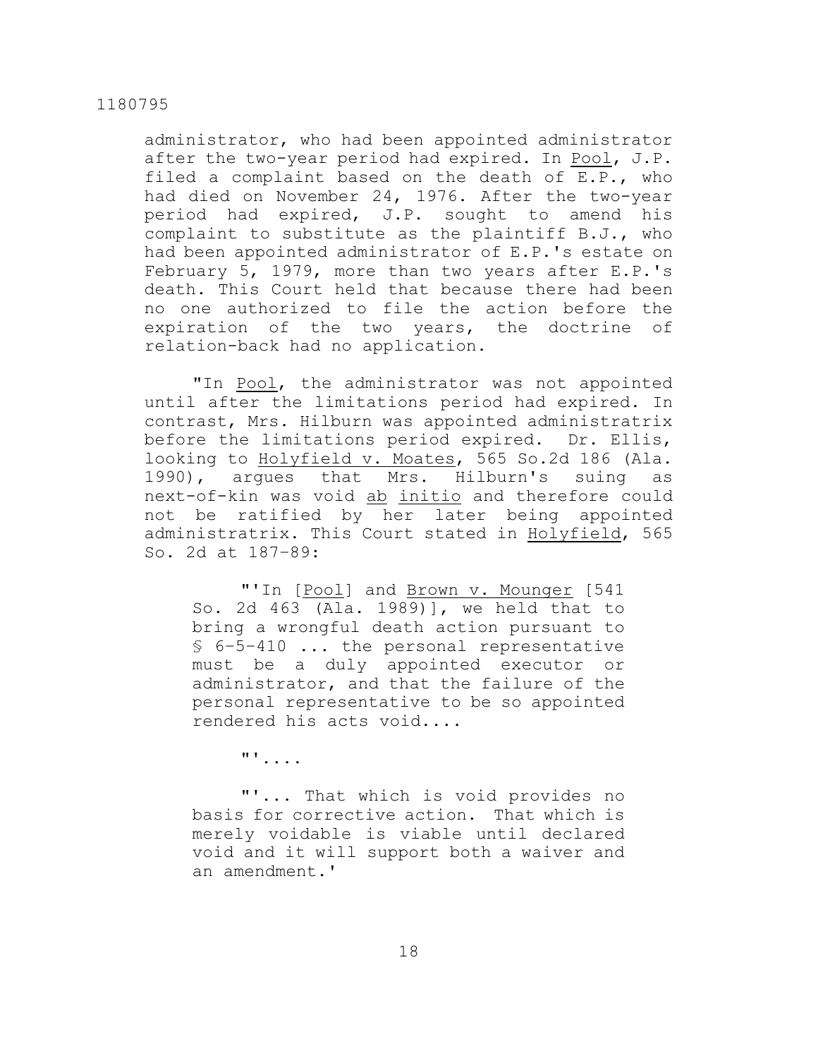administrator, who had been appointed administrator after the two-year period had expired. In Pool, J.P. filed a complaint based on the death of E.P., who had died on November 24, 1976. After the two-year period had expired, J.P. sought to amend his complaint to substitute as the plaintiff B.J., who had been appointed administrator of E.P.'s estate on February 5, 1979, more than two years after E.P.'s death. This Court held that because there had been no one authorized to file the action before the expiration of the two years, the doctrine of relation-back had no application.

"In Pool, the administrator was not appointed until after the limitations period had expired. In contrast, Mrs. Hilburn was appointed administratrix before the limitations period expired. Dr. Ellis, looking to Holyfield v. Moates, 565 So.2d 186 (Ala. 1990), argues that Mrs. Hilburn's suing as next-of-kin was void *ab initio* and therefore could not be ratified by her later being appointed administratrix. This Court stated in Holyfield, 565 So. 2d at 187-89:

> "'In [Pool] and Brown v. Mounger [541 So. 2d 463 (Ala. 1989)], we held that to bring a wrongful death action pursuant to § 6-5-410 ... the personal representative must be a duly appointed executor or administrator, and that the failure of the personal representative to be so appointed rendered his acts void....
>
> "'....
>
> "'... That which is void provides no basis for corrective action. That which is merely voidable is viable until declared void and it will support both a waiver and an amendment.'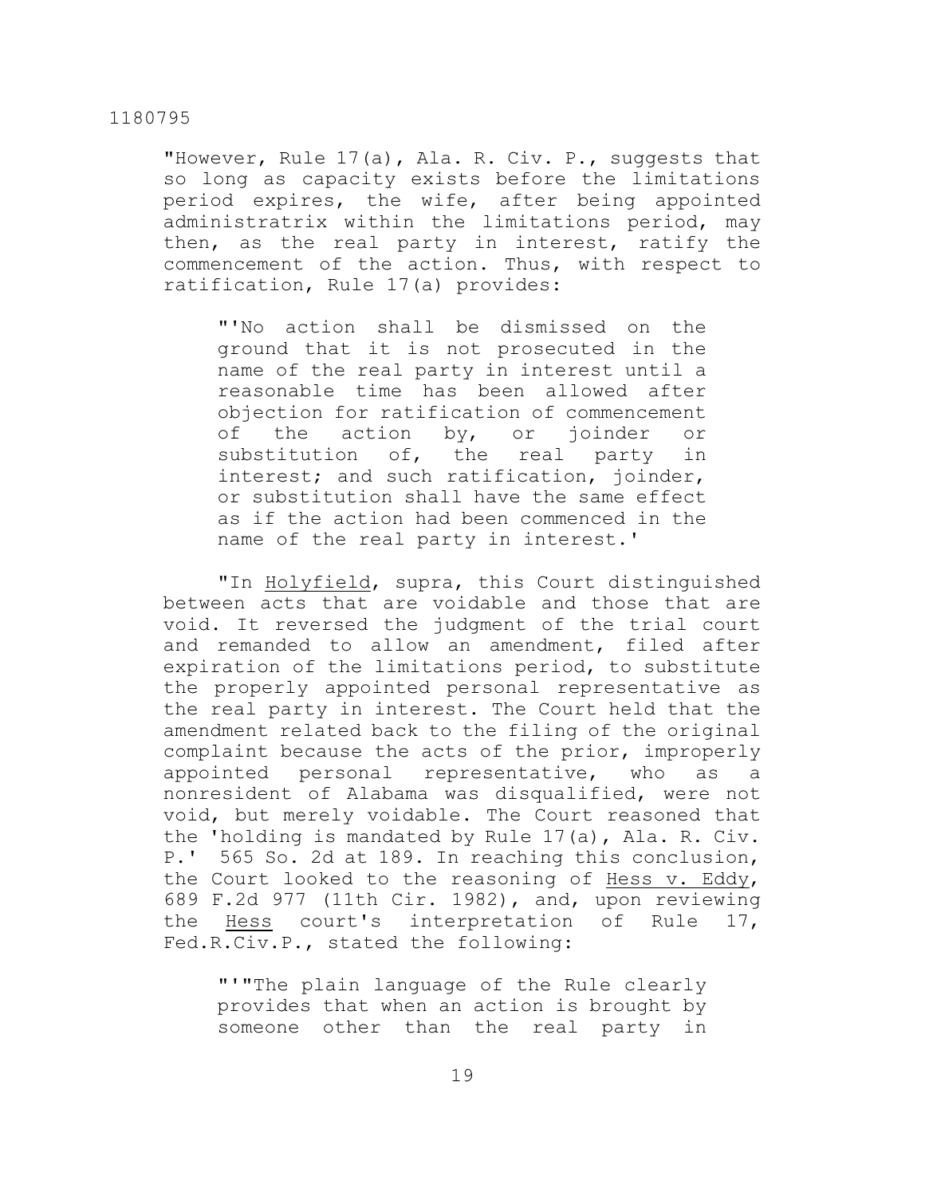"However, Rule 17(a), Ala. R. Civ. P., suggests that so long as capacity exists before the limitations period expires, the wife, after being appointed administratrix within the limitations period, may then, as the real party in interest, ratify the commencement of the action. Thus, with respect to ratification, Rule 17(a) provides:

> "'No action shall be dismissed on the ground that it is not prosecuted in the name of the real party in interest until a reasonable time has been allowed after objection for ratification of commencement of the action by, or joinder or substitution of, the real party in interest; and such ratification, joinder, or substitution shall have the same effect as if the action had been commenced in the name of the real party in interest.'

"In Holyfield, supra, this Court distinguished between acts that are voidable and those that are void. It reversed the judgment of the trial court and remanded to allow an amendment, filed after expiration of the limitations period, to substitute the properly appointed personal representative as the real party in interest. The Court held that the amendment related back to the filing of the original complaint because the acts of the prior, improperly appointed personal representative, who as a nonresident of Alabama was disqualified, were not void, but merely voidable. The Court reasoned that the 'holding is mandated by Rule 17(a), Ala. R. Civ. P.' 565 So. 2d at 189. In reaching this conclusion, the Court looked to the reasoning of Hess v. Eddy, 689 F.2d 977 (11th Cir. 1982), and, upon reviewing the Hess court's interpretation of Rule 17, Fed.R.Civ.P., stated the following:

> "'"The plain language of the Rule clearly provides that when an action is brought by someone other than the real party in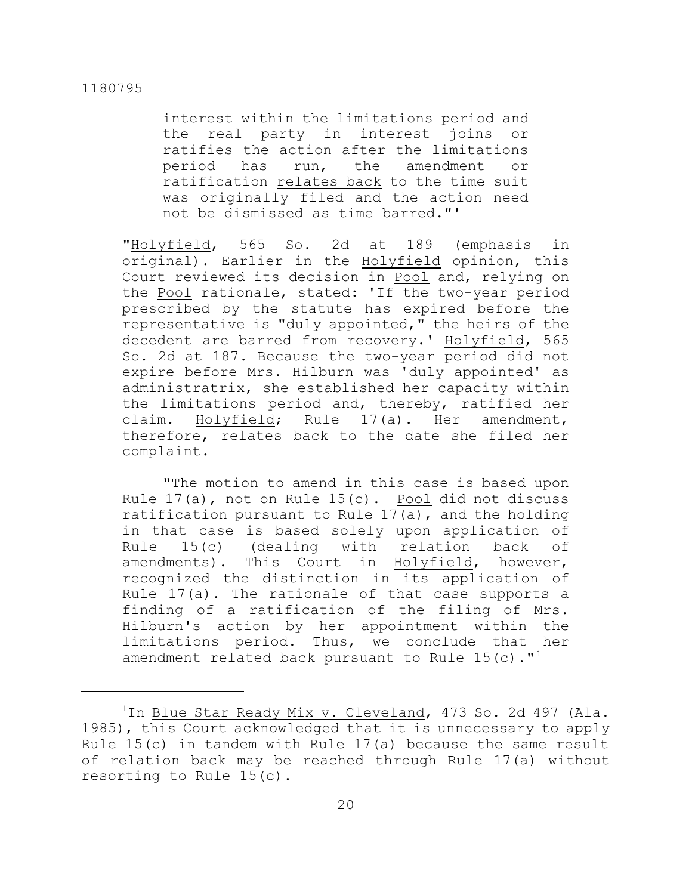> interest within the limitations period and the real party in interest joins or ratifies the action after the limitations period has run, the amendment or ratification <u>relates back</u> to the time suit was originally filed and the action need not be dismissed as time barred."'

"Holyfield, 565 So. 2d at 189 (emphasis in original). Earlier in the Holyfield opinion, this Court reviewed its decision in Pool and, relying on the Pool rationale, stated: 'If the two-year period prescribed by the statute has expired before the representative is "duly appointed," the heirs of the decedent are barred from recovery.' Holyfield, 565 So. 2d at 187. Because the two-year period did not expire before Mrs. Hilburn was 'duly appointed' as administratrix, she established her capacity within the limitations period and, thereby, ratified her claim. Holyfield; Rule 17(a). Her amendment, therefore, relates back to the date she filed her complaint.

"The motion to amend in this case is based upon Rule 17(a), not on Rule 15(c). Pool did not discuss ratification pursuant to Rule 17(a), and the holding in that case is based solely upon application of Rule 15(c) (dealing with relation back of amendments). This Court in Holyfield, however, recognized the distinction in its application of Rule 17(a). The rationale of that case supports a finding of a ratification of the filing of Mrs. Hilburn's action by her appointment within the limitations period. Thus, we conclude that her amendment related back pursuant to Rule 15(c)."[1]

---

[1]In Blue Star Ready Mix v. Cleveland, 473 So. 2d 497 (Ala. 1985), this Court acknowledged that it is unnecessary to apply Rule 15(c) in tandem with Rule 17(a) because the same result of relation back may be reached through Rule 17(a) without resorting to Rule 15(c).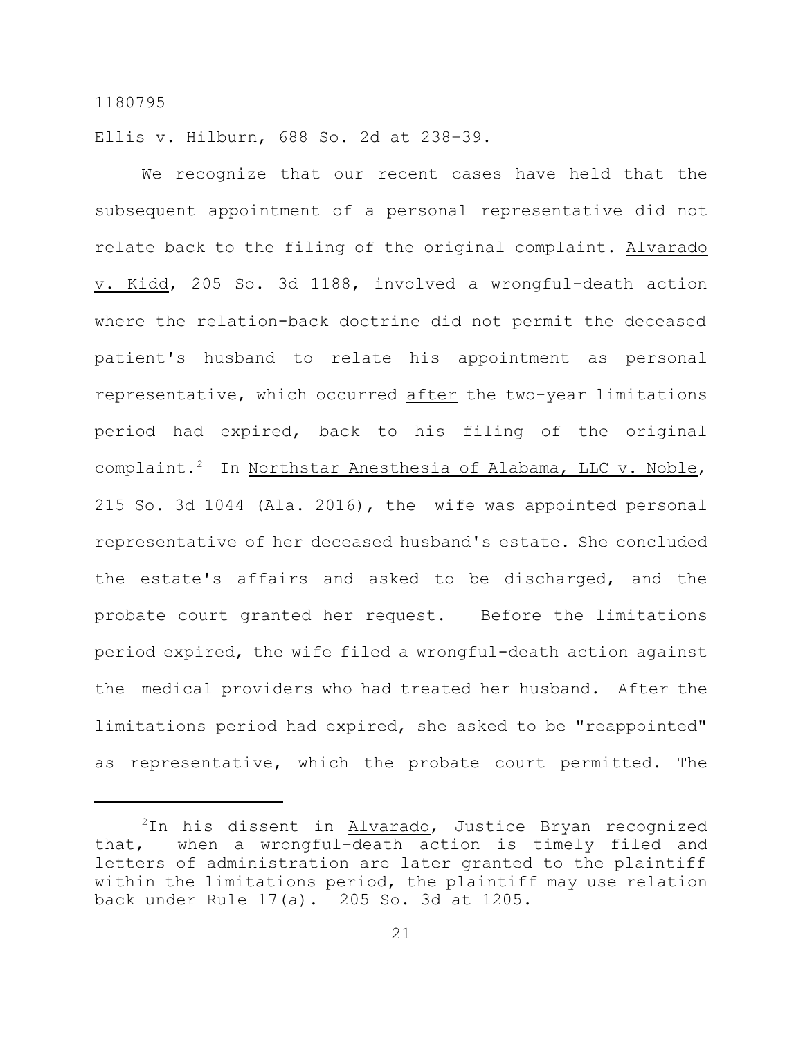Ellis v. Hilburn, 688 So. 2d at 238–39.

We recognize that our recent cases have held that the subsequent appointment of a personal representative did not relate back to the filing of the original complaint. Alvarado v. Kidd, 205 So. 3d 1188, involved a wrongful-death action where the relation-back doctrine did not permit the deceased patient's husband to relate his appointment as personal representative, which occurred after the two-year limitations period had expired, back to his filing of the original complaint.[2] In Northstar Anesthesia of Alabama, LLC v. Noble, 215 So. 3d 1044 (Ala. 2016), the wife was appointed personal representative of her deceased husband's estate. She concluded the estate's affairs and asked to be discharged, and the probate court granted her request. Before the limitations period expired, the wife filed a wrongful-death action against the medical providers who had treated her husband. After the limitations period had expired, she asked to be "reappointed" as representative, which the probate court permitted. The

---

[2] In his dissent in Alvarado, Justice Bryan recognized that, when a wrongful-death action is timely filed and letters of administration are later granted to the plaintiff within the limitations period, the plaintiff may use relation back under Rule 17(a). 205 So. 3d at 1205.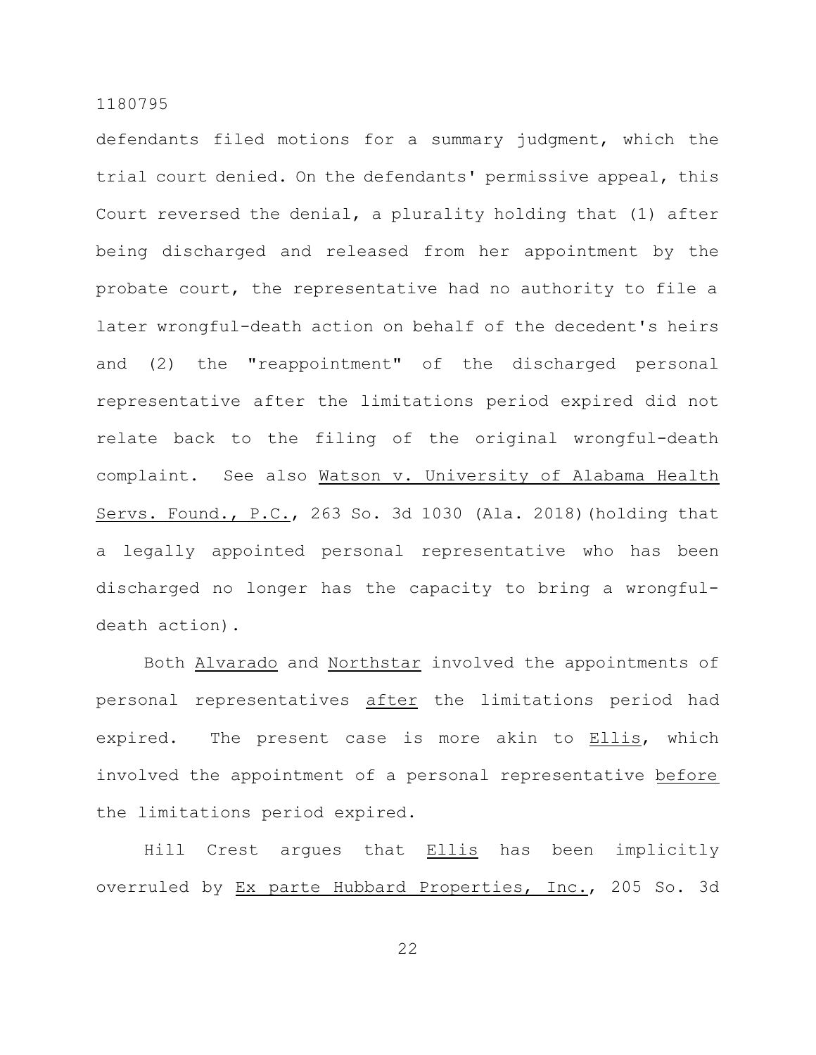defendants filed motions for a summary judgment, which the trial court denied. On the defendants' permissive appeal, this Court reversed the denial, a plurality holding that (1) after being discharged and released from her appointment by the probate court, the representative had no authority to file a later wrongful-death action on behalf of the decedent's heirs and (2) the "reappointment" of the discharged personal representative after the limitations period expired did not relate back to the filing of the original wrongful-death complaint. See also Watson v. University of Alabama Health Servs. Found., P.C., 263 So. 3d 1030 (Ala. 2018)(holding that a legally appointed personal representative who has been discharged no longer has the capacity to bring a wrongful-death action).

Both Alvarado and Northstar involved the appointments of personal representatives after the limitations period had expired. The present case is more akin to Ellis, which involved the appointment of a personal representative before the limitations period expired.

Hill Crest argues that Ellis has been implicitly overruled by Ex parte Hubbard Properties, Inc., 205 So. 3d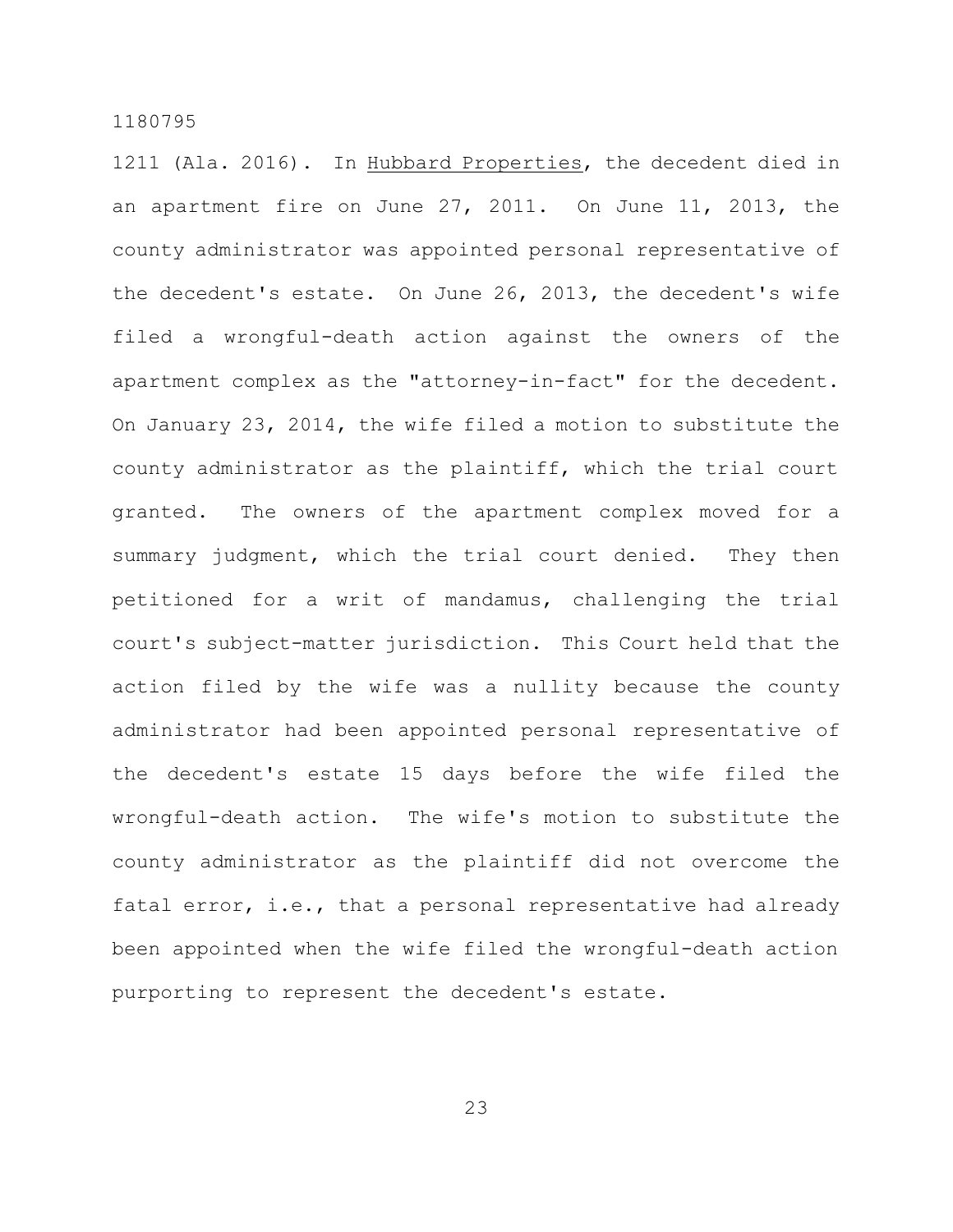1211 (Ala. 2016). In Hubbard Properties, the decedent died in an apartment fire on June 27, 2011. On June 11, 2013, the county administrator was appointed personal representative of the decedent's estate. On June 26, 2013, the decedent's wife filed a wrongful-death action against the owners of the apartment complex as the "attorney-in-fact" for the decedent. On January 23, 2014, the wife filed a motion to substitute the county administrator as the plaintiff, which the trial court granted. The owners of the apartment complex moved for a summary judgment, which the trial court denied. They then petitioned for a writ of mandamus, challenging the trial court's subject-matter jurisdiction. This Court held that the action filed by the wife was a nullity because the county administrator had been appointed personal representative of the decedent's estate 15 days before the wife filed the wrongful-death action. The wife's motion to substitute the county administrator as the plaintiff did not overcome the fatal error, i.e., that a personal representative had already been appointed when the wife filed the wrongful-death action purporting to represent the decedent's estate.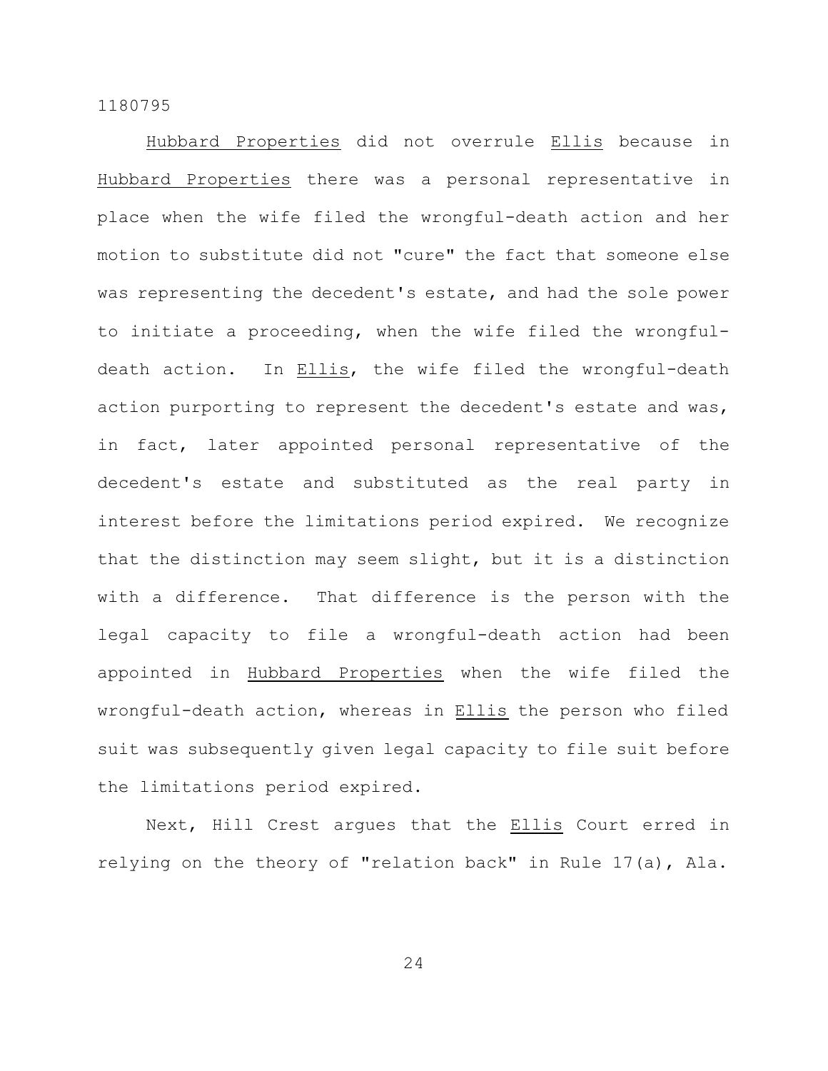Hubbard Properties did not overrule Ellis because in Hubbard Properties there was a personal representative in place when the wife filed the wrongful-death action and her motion to substitute did not "cure" the fact that someone else was representing the decedent's estate, and had the sole power to initiate a proceeding, when the wife filed the wrongful-death action. In Ellis, the wife filed the wrongful-death action purporting to represent the decedent's estate and was, in fact, later appointed personal representative of the decedent's estate and substituted as the real party in interest before the limitations period expired. We recognize that the distinction may seem slight, but it is a distinction with a difference. That difference is the person with the legal capacity to file a wrongful-death action had been appointed in Hubbard Properties when the wife filed the wrongful-death action, whereas in Ellis the person who filed suit was subsequently given legal capacity to file suit before the limitations period expired.

Next, Hill Crest argues that the Ellis Court erred in relying on the theory of "relation back" in Rule 17(a), Ala.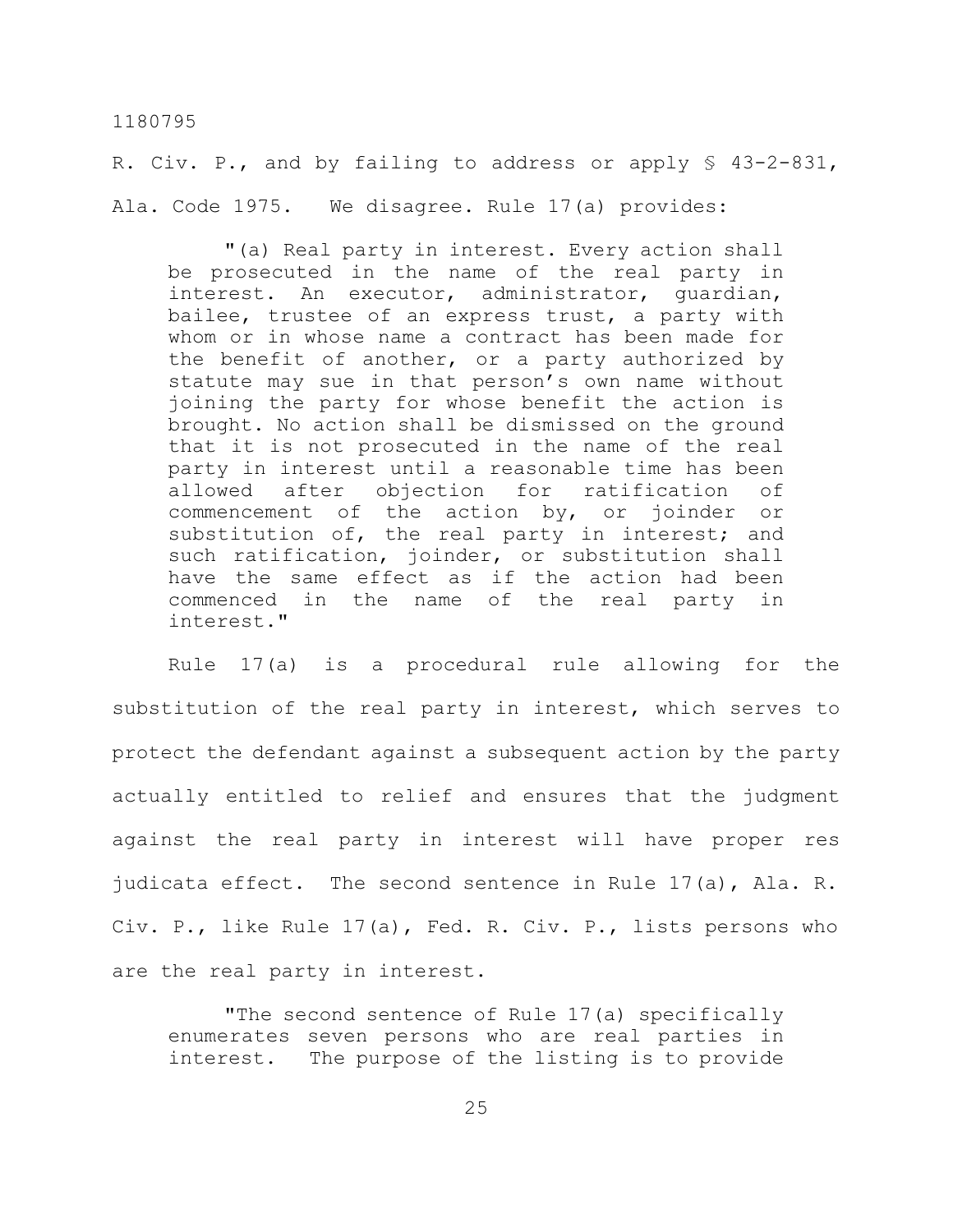R. Civ. P., and by failing to address or apply § 43-2-831, Ala. Code 1975. We disagree. Rule 17(a) provides:

> "(a) Real party in interest. Every action shall be prosecuted in the name of the real party in interest. An executor, administrator, guardian, bailee, trustee of an express trust, a party with whom or in whose name a contract has been made for the benefit of another, or a party authorized by statute may sue in that person's own name without joining the party for whose benefit the action is brought. No action shall be dismissed on the ground that it is not prosecuted in the name of the real party in interest until a reasonable time has been allowed after objection for ratification of commencement of the action by, or joinder or substitution of, the real party in interest; and such ratification, joinder, or substitution shall have the same effect as if the action had been commenced in the name of the real party in interest."

Rule 17(a) is a procedural rule allowing for the substitution of the real party in interest, which serves to protect the defendant against a subsequent action by the party actually entitled to relief and ensures that the judgment against the real party in interest will have proper res judicata effect. The second sentence in Rule 17(a), Ala. R. Civ. P., like Rule 17(a), Fed. R. Civ. P., lists persons who are the real party in interest.

> "The second sentence of Rule 17(a) specifically enumerates seven persons who are real parties in interest. The purpose of the listing is to provide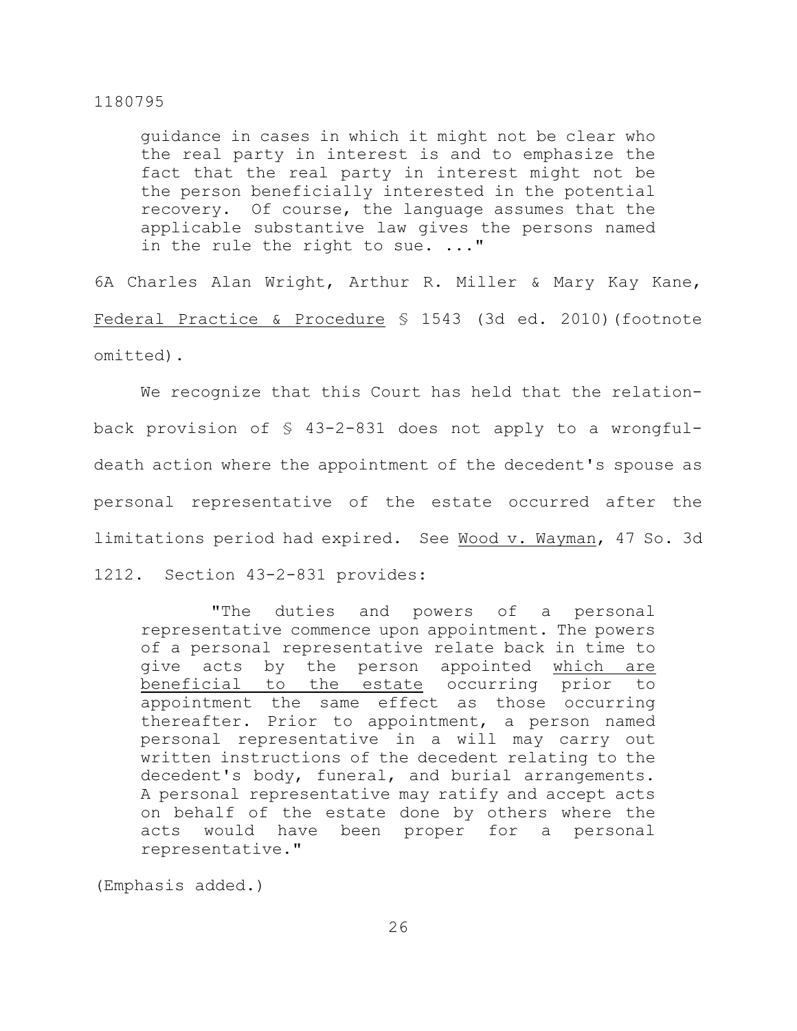guidance in cases in which it might not be clear who the real party in interest is and to emphasize the fact that the real party in interest might not be the person beneficially interested in the potential recovery. Of course, the language assumes that the applicable substantive law gives the persons named in the rule the right to sue. ..."

6A Charles Alan Wright, Arthur R. Miller & Mary Kay Kane, Federal Practice & Procedure § 1543 (3d ed. 2010)(footnote omitted).

We recognize that this Court has held that the relation-back provision of § 43-2-831 does not apply to a wrongful-death action where the appointment of the decedent's spouse as personal representative of the estate occurred after the limitations period had expired. See Wood v. Wayman, 47 So. 3d 1212. Section 43-2-831 provides:

> "The duties and powers of a personal representative commence upon appointment. The powers of a personal representative relate back in time to give acts by the person appointed which are beneficial to the estate occurring prior to appointment the same effect as those occurring thereafter. Prior to appointment, a person named personal representative in a will may carry out written instructions of the decedent relating to the decedent's body, funeral, and burial arrangements. A personal representative may ratify and accept acts on behalf of the estate done by others where the acts would have been proper for a personal representative."

(Emphasis added.)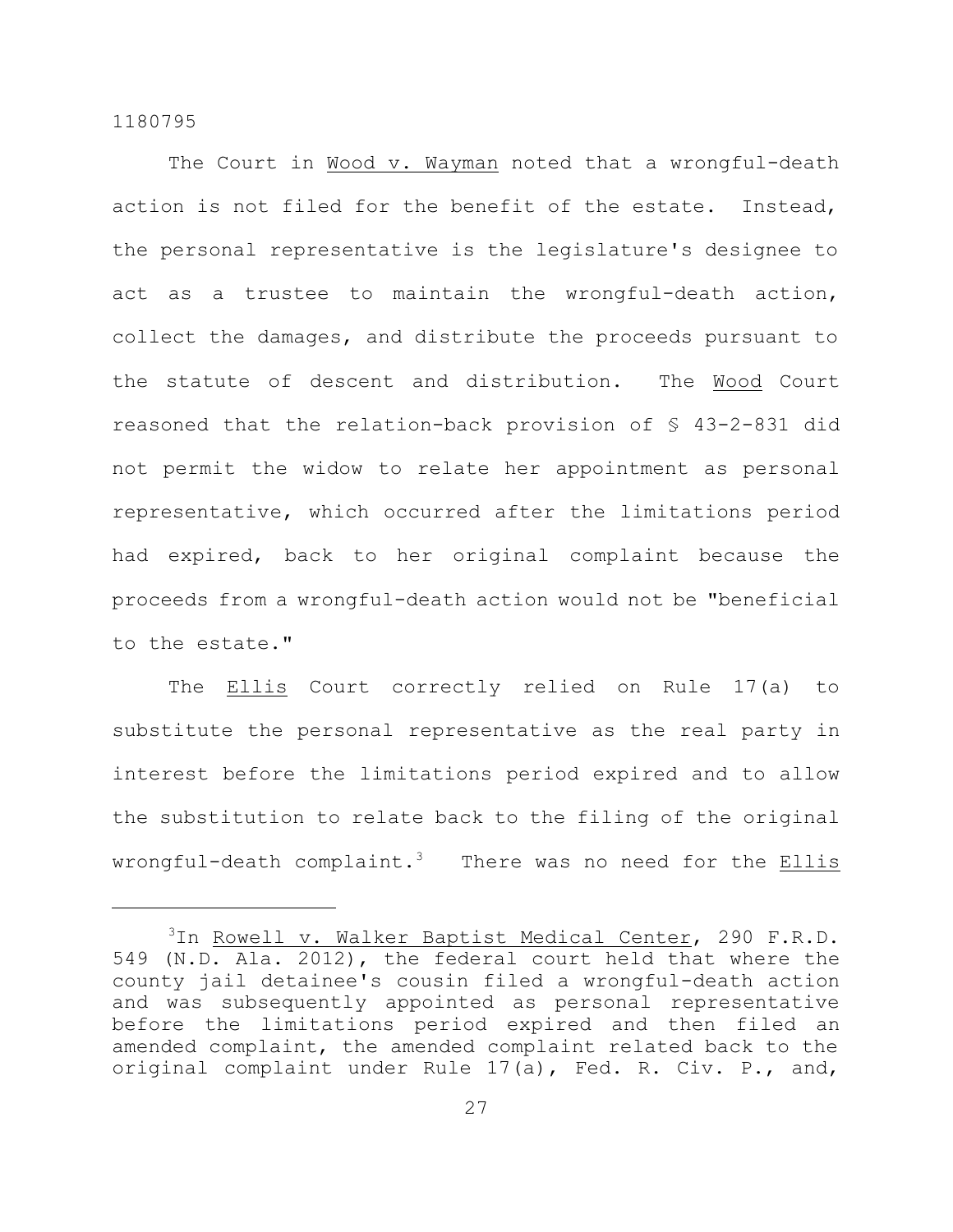The Court in Wood v. Wayman noted that a wrongful-death action is not filed for the benefit of the estate. Instead, the personal representative is the legislature's designee to act as a trustee to maintain the wrongful-death action, collect the damages, and distribute the proceeds pursuant to the statute of descent and distribution. The Wood Court reasoned that the relation-back provision of § 43-2-831 did not permit the widow to relate her appointment as personal representative, which occurred after the limitations period had expired, back to her original complaint because the proceeds from a wrongful-death action would not be "beneficial to the estate."

The Ellis Court correctly relied on Rule 17(a) to substitute the personal representative as the real party in interest before the limitations period expired and to allow the substitution to relate back to the filing of the original wrongful-death complaint.[3] There was no need for the Ellis

---

[3]In Rowell v. Walker Baptist Medical Center, 290 F.R.D. 549 (N.D. Ala. 2012), the federal court held that where the county jail detainee's cousin filed a wrongful-death action and was subsequently appointed as personal representative before the limitations period expired and then filed an amended complaint, the amended complaint related back to the original complaint under Rule 17(a), Fed. R. Civ. P., and,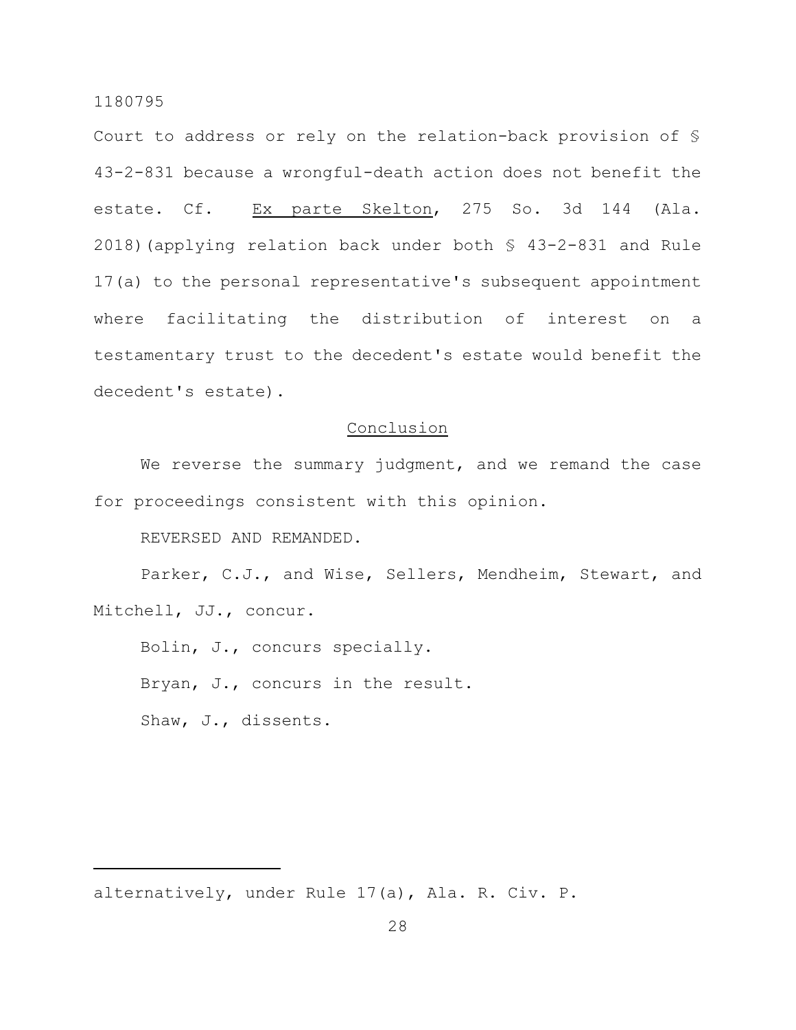Court to address or rely on the relation-back provision of § 43-2-831 because a wrongful-death action does not benefit the estate. Cf. Ex parte Skelton, 275 So. 3d 144 (Ala. 2018)(applying relation back under both § 43-2-831 and Rule 17(a) to the personal representative's subsequent appointment where facilitating the distribution of interest on a testamentary trust to the decedent's estate would benefit the decedent's estate).

## Conclusion

We reverse the summary judgment, and we remand the case for proceedings consistent with this opinion.

REVERSED AND REMANDED.

Parker, C.J., and Wise, Sellers, Mendheim, Stewart, and Mitchell, JJ., concur.

Bolin, J., concurs specially.

Bryan, J., concurs in the result.

Shaw, J., dissents.

---

alternatively, under Rule 17(a), Ala. R. Civ. P.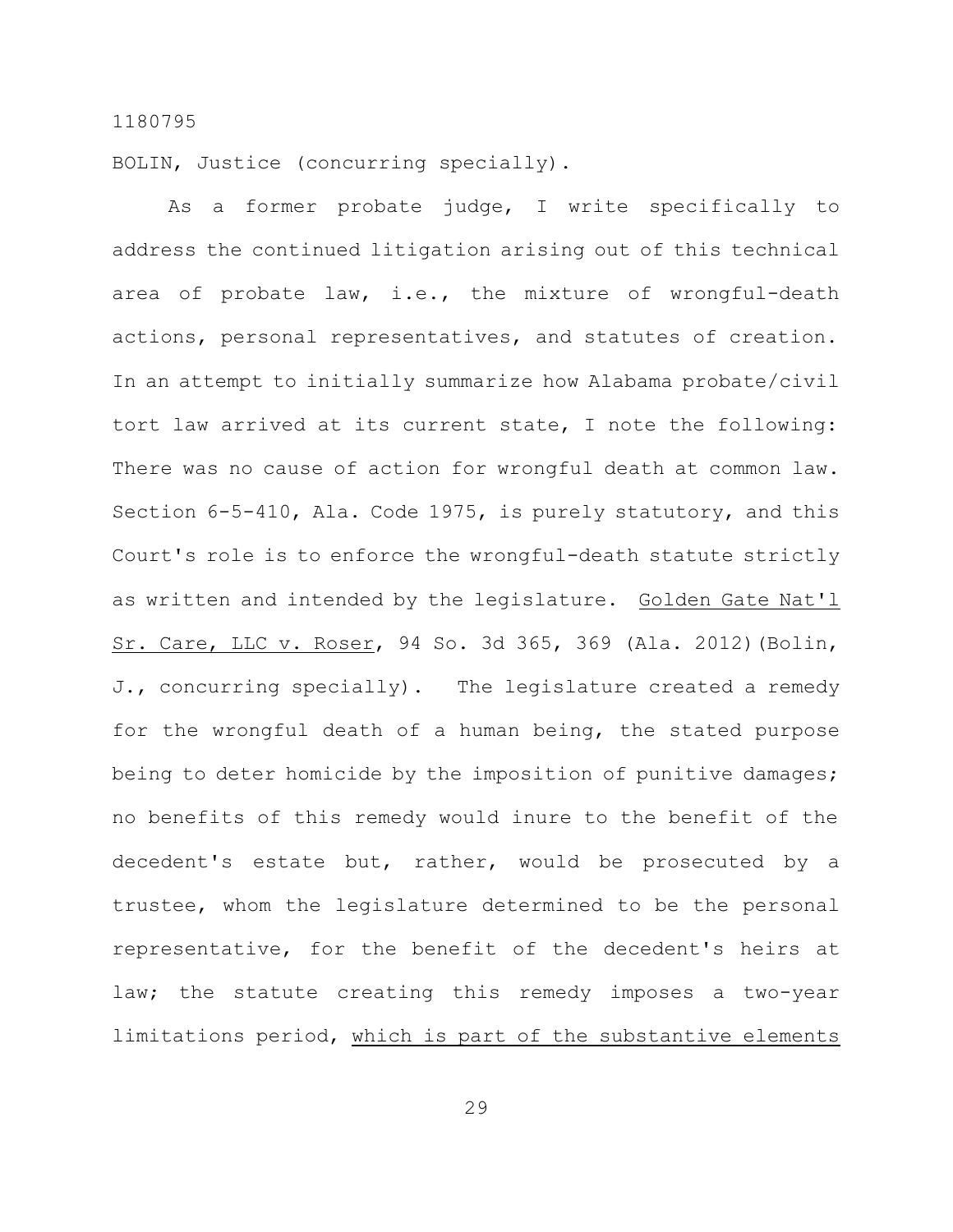1180795

BOLIN, Justice (concurring specially).

As a former probate judge, I write specifically to address the continued litigation arising out of this technical area of probate law, i.e., the mixture of wrongful-death actions, personal representatives, and statutes of creation. In an attempt to initially summarize how Alabama probate/civil tort law arrived at its current state, I note the following: There was no cause of action for wrongful death at common law. Section 6-5-410, Ala. Code 1975, is purely statutory, and this Court's role is to enforce the wrongful-death statute strictly as written and intended by the legislature. <u>Golden Gate Nat'l Sr. Care, LLC v. Roser</u>, 94 So. 3d 365, 369 (Ala. 2012)(Bolin, J., concurring specially). The legislature created a remedy for the wrongful death of a human being, the stated purpose being to deter homicide by the imposition of punitive damages; no benefits of this remedy would inure to the benefit of the decedent's estate but, rather, would be prosecuted by a trustee, whom the legislature determined to be the personal representative, for the benefit of the decedent's heirs at law; the statute creating this remedy imposes a two-year limitations period, <u>which is part of the substantive elements</u>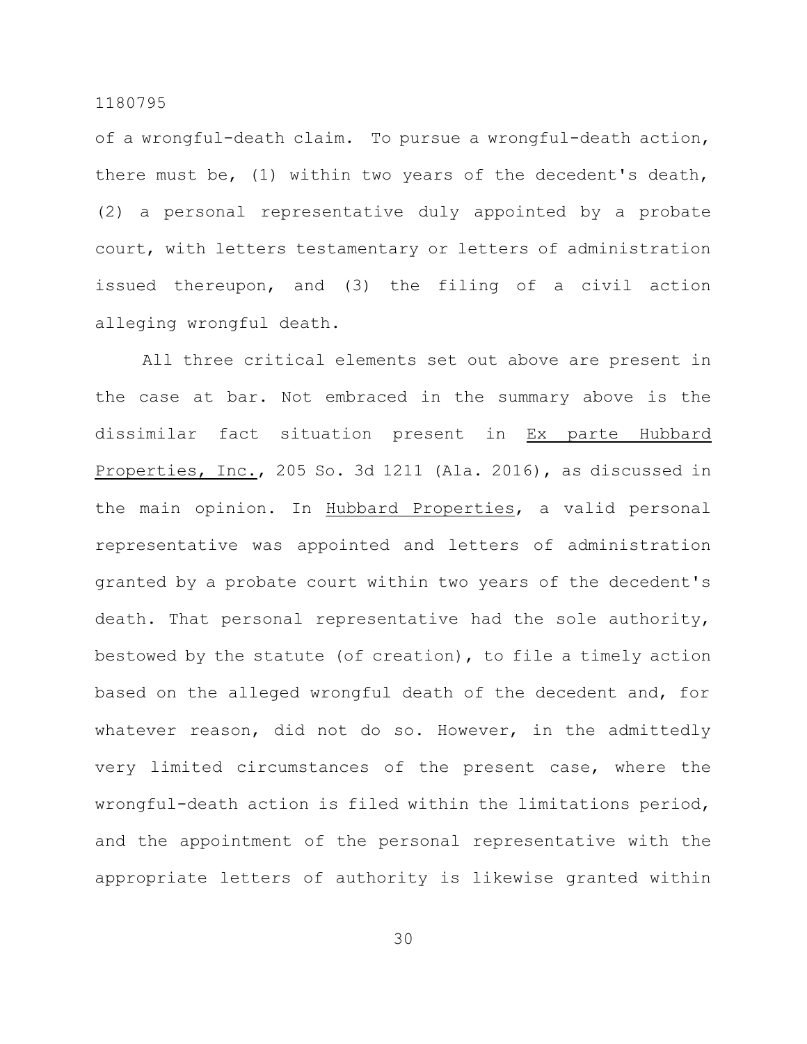of a wrongful-death claim. To pursue a wrongful-death action, there must be, (1) within two years of the decedent's death, (2) a personal representative duly appointed by a probate court, with letters testamentary or letters of administration issued thereupon, and (3) the filing of a civil action alleging wrongful death.

All three critical elements set out above are present in the case at bar. Not embraced in the summary above is the dissimilar fact situation present in Ex parte Hubbard Properties, Inc., 205 So. 3d 1211 (Ala. 2016), as discussed in the main opinion. In Hubbard Properties, a valid personal representative was appointed and letters of administration granted by a probate court within two years of the decedent's death. That personal representative had the sole authority, bestowed by the statute (of creation), to file a timely action based on the alleged wrongful death of the decedent and, for whatever reason, did not do so. However, in the admittedly very limited circumstances of the present case, where the wrongful-death action is filed within the limitations period, and the appointment of the personal representative with the appropriate letters of authority is likewise granted within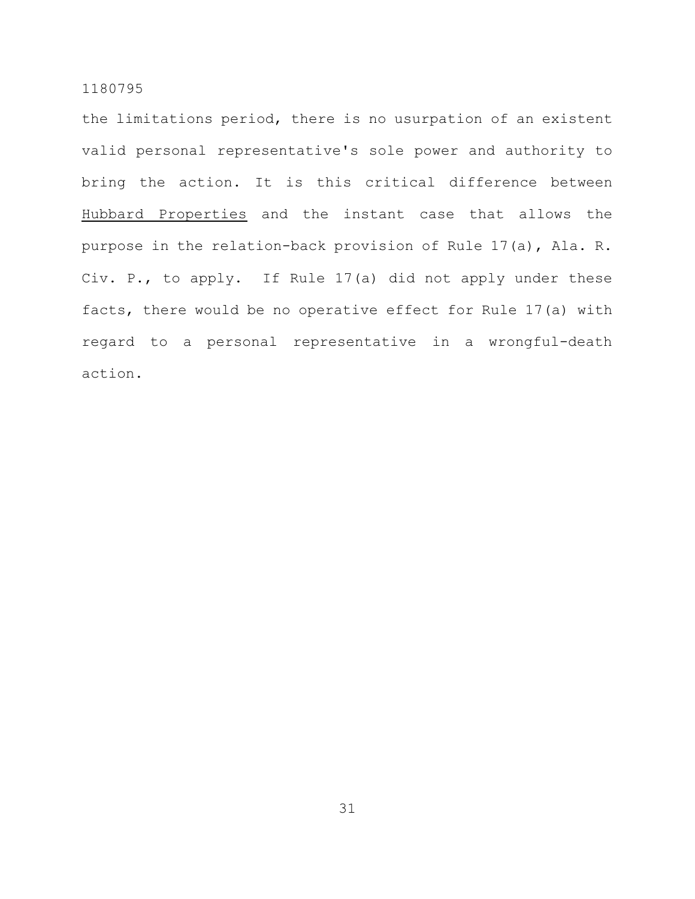the limitations period, there is no usurpation of an existent valid personal representative's sole power and authority to bring the action. It is this critical difference between _Hubbard Properties_ and the instant case that allows the purpose in the relation-back provision of Rule 17(a), Ala. R. Civ. P., to apply. If Rule 17(a) did not apply under these facts, there would be no operative effect for Rule 17(a) with regard to a personal representative in a wrongful-death action.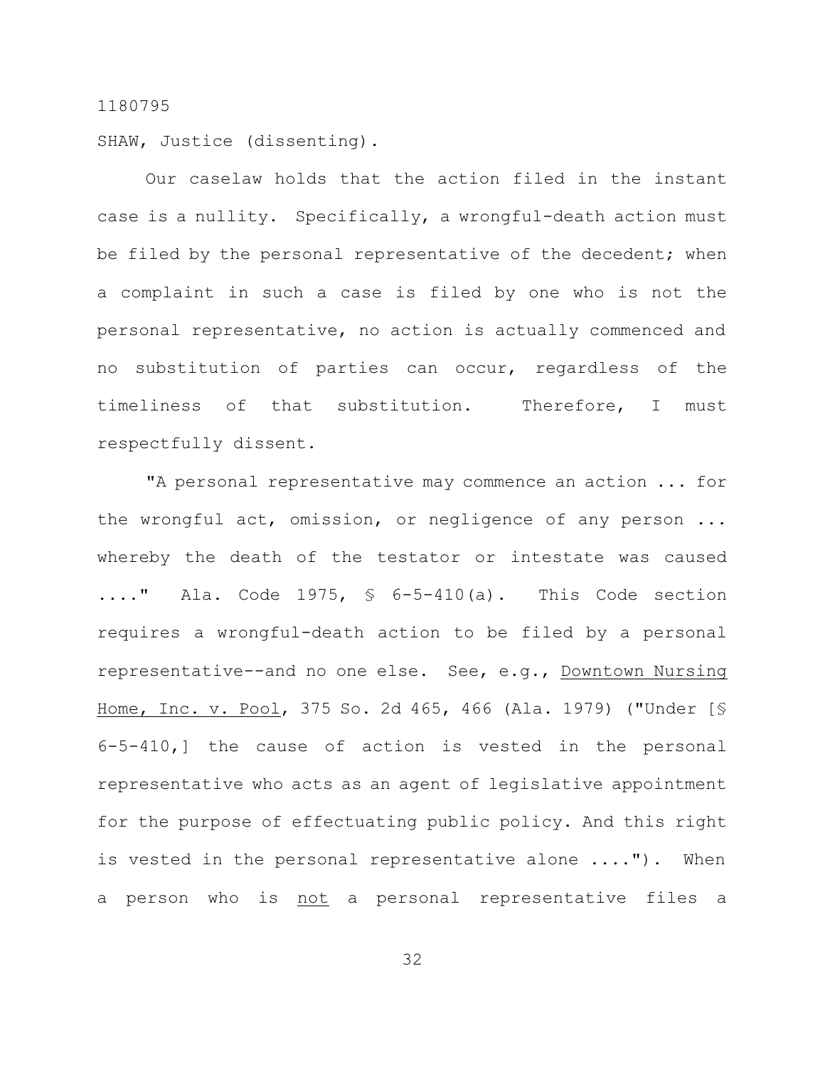1180795

SHAW, Justice (dissenting).

Our caselaw holds that the action filed in the instant case is a nullity. Specifically, a wrongful-death action must be filed by the personal representative of the decedent; when a complaint in such a case is filed by one who is not the personal representative, no action is actually commenced and no substitution of parties can occur, regardless of the timeliness of that substitution. Therefore, I must respectfully dissent.

"A personal representative may commence an action ... for the wrongful act, omission, or negligence of any person ... whereby the death of the testator or intestate was caused ...." Ala. Code 1975, § 6-5-410(a). This Code section requires a wrongful-death action to be filed by a personal representative--and no one else. See, e.g., <u>Downtown Nursing Home, Inc. v. Pool</u>, 375 So. 2d 465, 466 (Ala. 1979) ("Under [§ 6-5-410,] the cause of action is vested in the personal representative who acts as an agent of legislative appointment for the purpose of effectuating public policy. And this right is vested in the personal representative alone ...."). When a person who is <u>not</u> a personal representative files a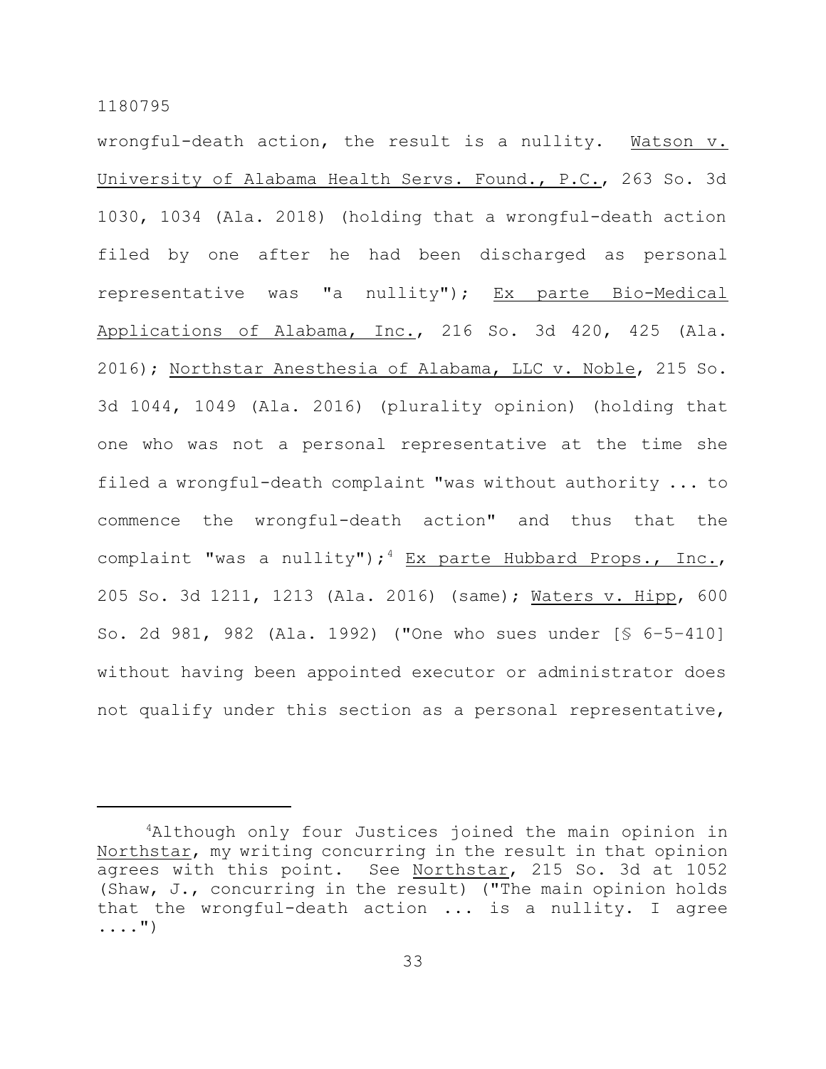wrongful-death action, the result is a nullity. Watson v. University of Alabama Health Servs. Found., P.C., 263 So. 3d 1030, 1034 (Ala. 2018) (holding that a wrongful-death action filed by one after he had been discharged as personal representative was "a nullity"); Ex parte Bio-Medical Applications of Alabama, Inc., 216 So. 3d 420, 425 (Ala. 2016); Northstar Anesthesia of Alabama, LLC v. Noble, 215 So. 3d 1044, 1049 (Ala. 2016) (plurality opinion) (holding that one who was not a personal representative at the time she filed a wrongful-death complaint "was without authority ... to commence the wrongful-death action" and thus that the complaint "was a nullity");[4] Ex parte Hubbard Props., Inc., 205 So. 3d 1211, 1213 (Ala. 2016) (same); Waters v. Hipp, 600 So. 2d 981, 982 (Ala. 1992) ("One who sues under [§ 6–5–410] without having been appointed executor or administrator does not qualify under this section as a personal representative,

---

[4]Although only four Justices joined the main opinion in Northstar, my writing concurring in the result in that opinion agrees with this point. See Northstar, 215 So. 3d at 1052 (Shaw, J., concurring in the result) ("The main opinion holds that the wrongful-death action ... is a nullity. I agree ....")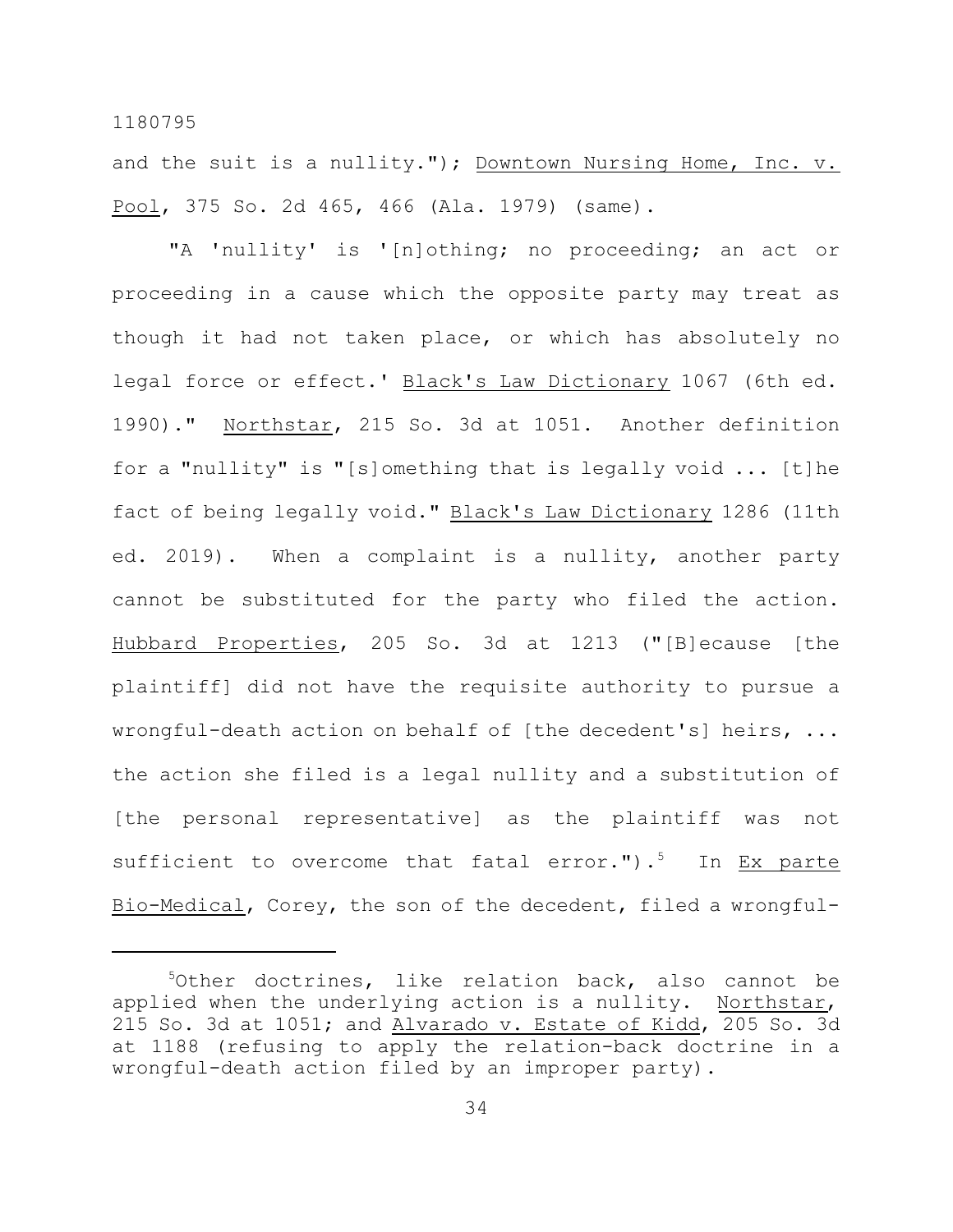and the suit is a nullity."); Downtown Nursing Home, Inc. v. Pool, 375 So. 2d 465, 466 (Ala. 1979) (same).

"A 'nullity' is '[n]othing; no proceeding; an act or proceeding in a cause which the opposite party may treat as though it had not taken place, or which has absolutely no legal force or effect.' Black's Law Dictionary 1067 (6th ed. 1990)." Northstar, 215 So. 3d at 1051. Another definition for a "nullity" is "[s]omething that is legally void ... [t]he fact of being legally void." Black's Law Dictionary 1286 (11th ed. 2019). When a complaint is a nullity, another party cannot be substituted for the party who filed the action. Hubbard Properties, 205 So. 3d at 1213 ("[B]ecause [the plaintiff] did not have the requisite authority to pursue a wrongful-death action on behalf of [the decedent's] heirs, ... the action she filed is a legal nullity and a substitution of [the personal representative] as the plaintiff was not sufficient to overcome that fatal error.").[5] In Ex parte Bio-Medical, Corey, the son of the decedent, filed a wrongful-

---

[5]Other doctrines, like relation back, also cannot be applied when the underlying action is a nullity. Northstar, 215 So. 3d at 1051; and Alvarado v. Estate of Kidd, 205 So. 3d at 1188 (refusing to apply the relation-back doctrine in a wrongful-death action filed by an improper party).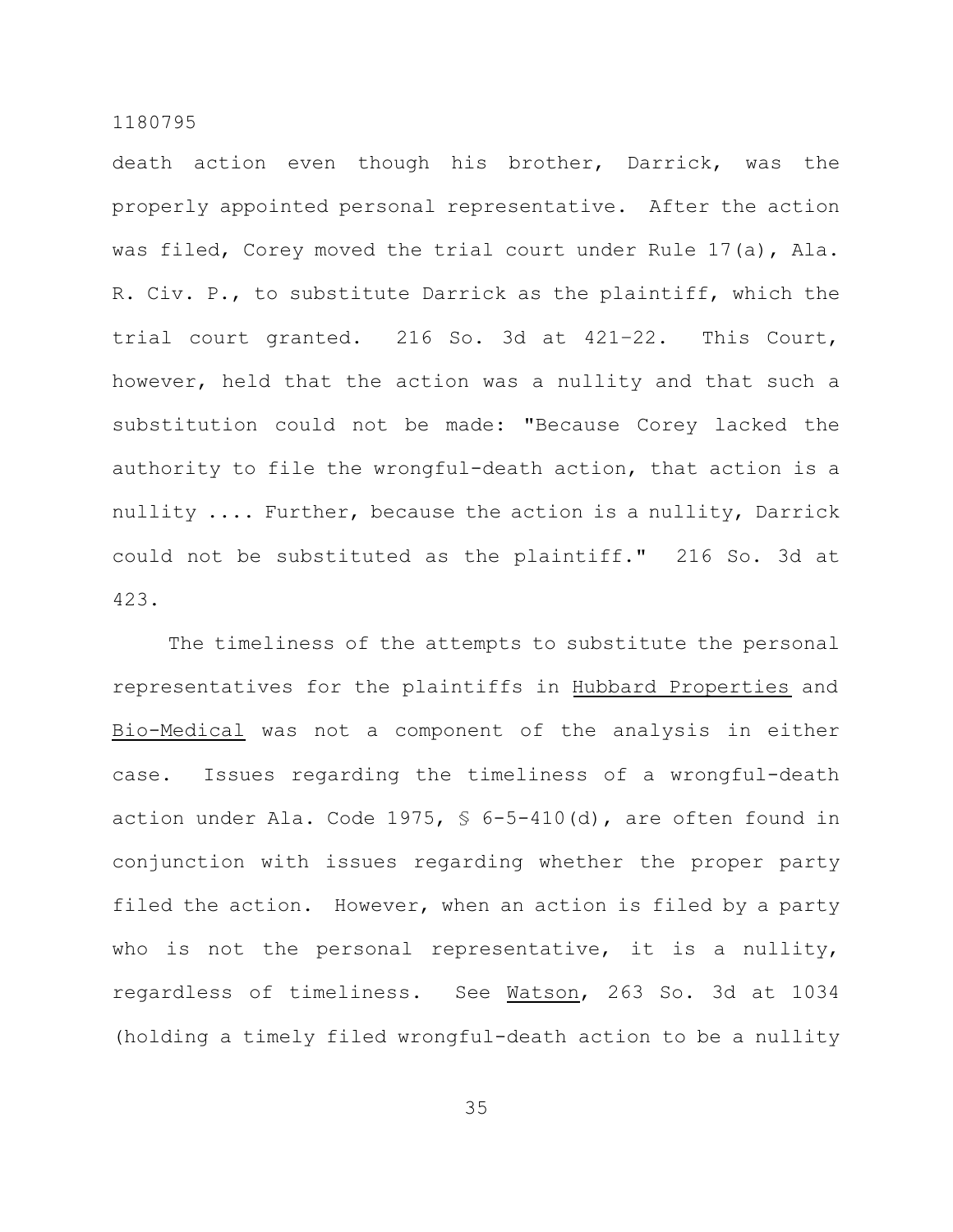death action even though his brother, Darrick, was the properly appointed personal representative. After the action was filed, Corey moved the trial court under Rule 17(a), Ala. R. Civ. P., to substitute Darrick as the plaintiff, which the trial court granted. 216 So. 3d at 421–22. This Court, however, held that the action was a nullity and that such a substitution could not be made: "Because Corey lacked the authority to file the wrongful-death action, that action is a nullity .... Further, because the action is a nullity, Darrick could not be substituted as the plaintiff." 216 So. 3d at 423.

The timeliness of the attempts to substitute the personal representatives for the plaintiffs in Hubbard Properties and Bio-Medical was not a component of the analysis in either case. Issues regarding the timeliness of a wrongful-death action under Ala. Code 1975, § 6-5-410(d), are often found in conjunction with issues regarding whether the proper party filed the action. However, when an action is filed by a party who is not the personal representative, it is a nullity, regardless of timeliness. See Watson, 263 So. 3d at 1034 (holding a timely filed wrongful-death action to be a nullity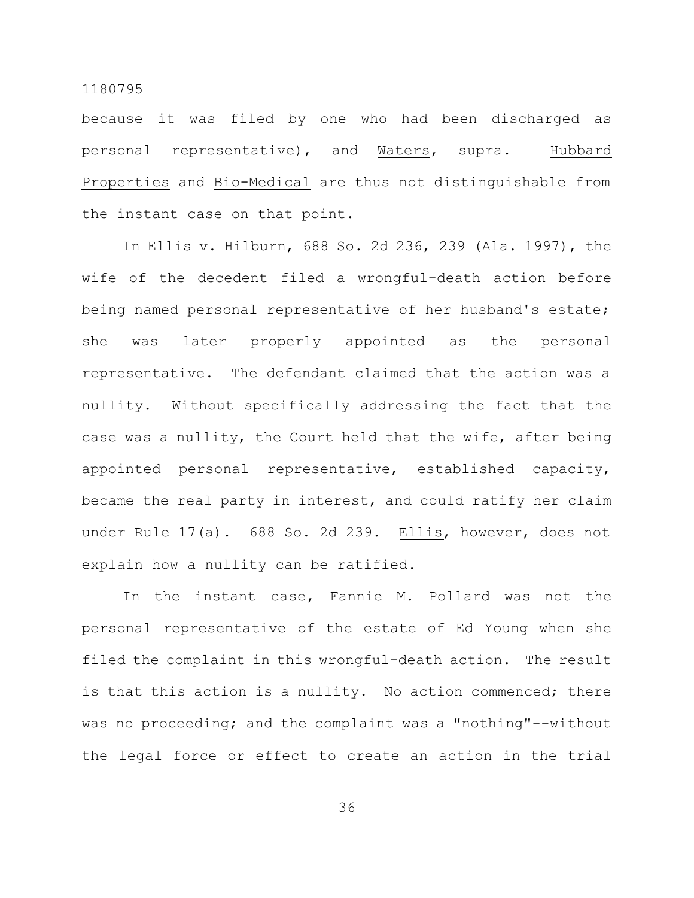because it was filed by one who had been discharged as personal representative), and Waters, supra. Hubbard Properties and Bio-Medical are thus not distinguishable from the instant case on that point.

In Ellis v. Hilburn, 688 So. 2d 236, 239 (Ala. 1997), the wife of the decedent filed a wrongful-death action before being named personal representative of her husband's estate; she was later properly appointed as the personal representative. The defendant claimed that the action was a nullity. Without specifically addressing the fact that the case was a nullity, the Court held that the wife, after being appointed personal representative, established capacity, became the real party in interest, and could ratify her claim under Rule 17(a). 688 So. 2d 239. Ellis, however, does not explain how a nullity can be ratified.

In the instant case, Fannie M. Pollard was not the personal representative of the estate of Ed Young when she filed the complaint in this wrongful-death action. The result is that this action is a nullity. No action commenced; there was no proceeding; and the complaint was a "nothing"--without the legal force or effect to create an action in the trial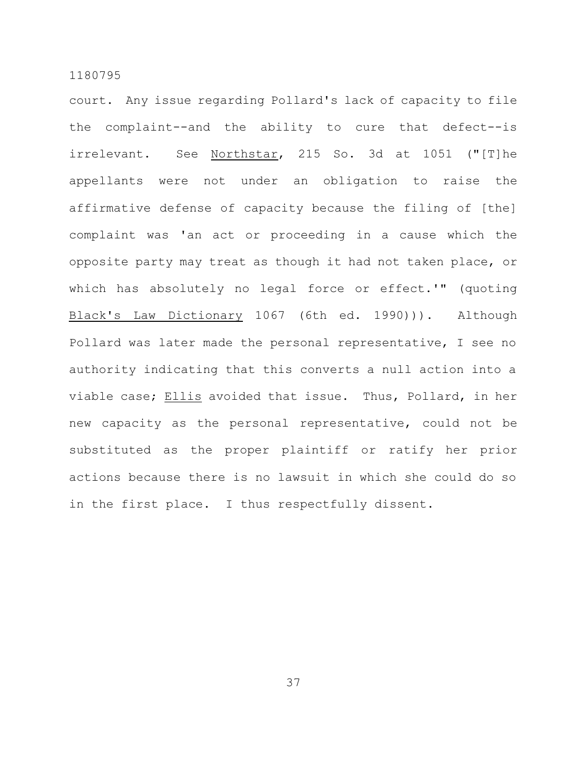court. Any issue regarding Pollard's lack of capacity to file the complaint--and the ability to cure that defect--is irrelevant. See Northstar, 215 So. 3d at 1051 ("[T]he appellants were not under an obligation to raise the affirmative defense of capacity because the filing of [the] complaint was 'an act or proceeding in a cause which the opposite party may treat as though it had not taken place, or which has absolutely no legal force or effect.'" (quoting Black's Law Dictionary 1067 (6th ed. 1990))). Although Pollard was later made the personal representative, I see no authority indicating that this converts a null action into a viable case; Ellis avoided that issue. Thus, Pollard, in her new capacity as the personal representative, could not be substituted as the proper plaintiff or ratify her prior actions because there is no lawsuit in which she could do so in the first place. I thus respectfully dissent.